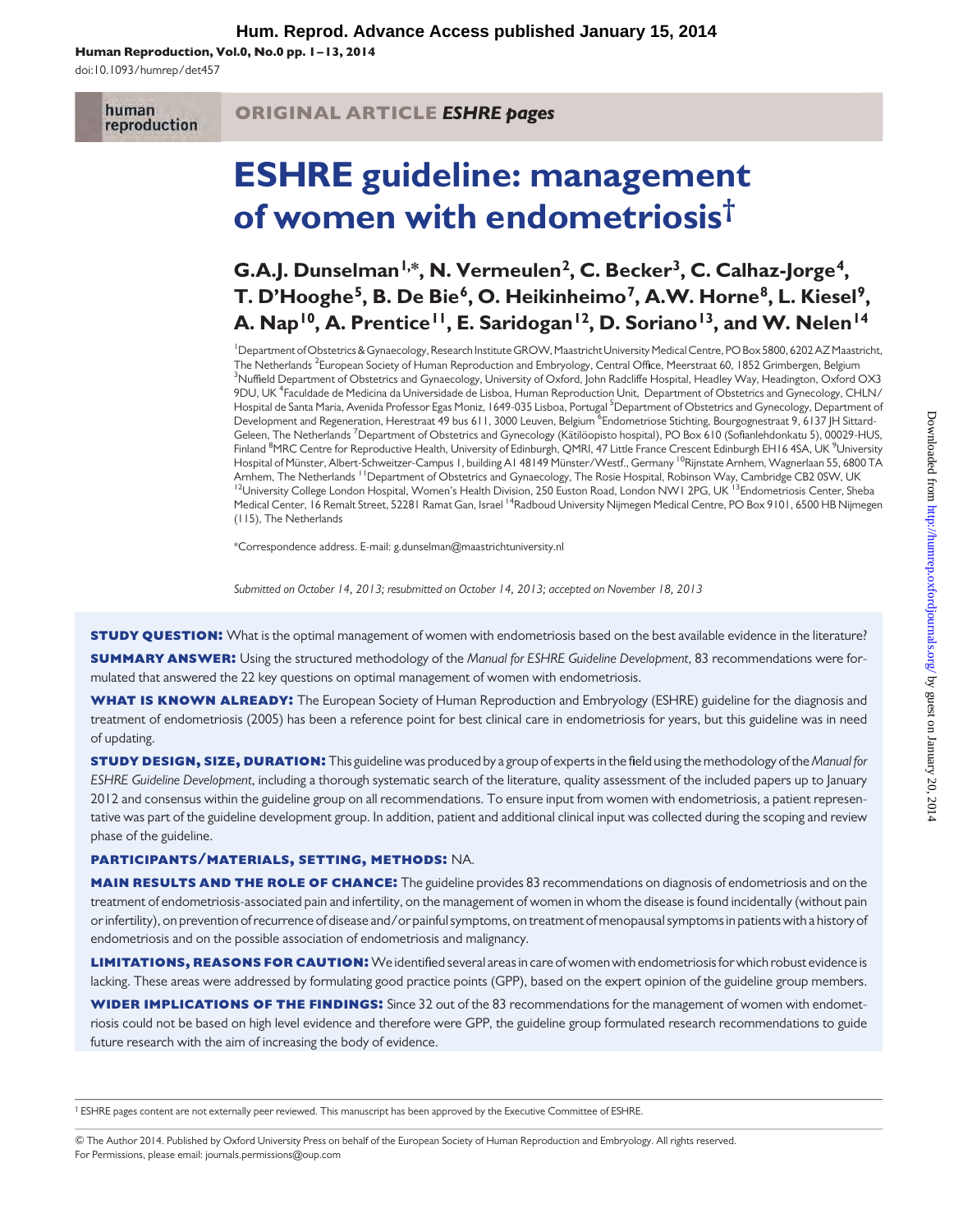ORIGINAL ARTICLE *ESHRE pages*

# ESHRE guideline: management of women with endometriosis[†]

## G.A.J. Dunselman[1,*], N. Vermeulen[2], C. Becker[3], C. Calhaz-Jorge[4], T. D'Hooghe[5], B. De Bie[6], O. Heikinheimo[7], A.W. Horne[8], L. Kiesel[9], A. Nap[10], A. Prentice[11], E. Saridogan[12], D. Soriano[13], and W. Nelen[14]

[1]Department of Obstetrics & Gynaecology, Research Institute GROW, Maastricht University Medical Centre, PO Box 5800, 6202 AZ Maastricht, The Netherlands [2]European Society of Human Reproduction and Embryology, Central Office, Meerstraat 60, 1852 Grimbergen, Belgium [3]Nuffield Department of Obstetrics and Gynaecology, University of Oxford, John Radcliffe Hospital, Headley Way, Headington, Oxford OX3 9DU, UK [4]Faculdade de Medicina da Universidade de Lisboa, Human Reproduction Unit, Department of Obstetrics and Gynecology, CHLN/Hospital de Santa Maria, Avenida Professor Egas Moniz, 1649-035 Lisboa, Portugal [5]Department of Obstetrics and Gynecology, Department of Development and Regeneration, Herestraat 49 bus 611, 3000 Leuven, Belgium [6]Endometriose Stichting, Bourgognestraat 9, 6137 JH Sittard-Geleen, The Netherlands [7]Department of Obstetrics and Gynecology (Kätilöopisto hospital), PO Box 610 (Sofianlehdonkatu 5), 00029-HUS, Finland [8]MRC Centre for Reproductive Health, University of Edinburgh, QMRI, 47 Little France Crescent Edinburgh EH16 4SA, UK [9]University Hospital of Münster, Albert-Schweitzer-Campus 1, building A1 48149 Münster/Westf., Germany [10]Rijnstate Arnhem, Wagnerlaan 55, 6800 TA Arnhem, The Netherlands [11]Department of Obstetrics and Gynaecology, The Rosie Hospital, Robinson Way, Cambridge CB2 0SW, UK [12]University College London Hospital, Women's Health Division, 250 Euston Road, London NW1 2PG, UK [13]Endometriosis Center, Sheba Medical Center, 16 Remalt Street, 52281 Ramat Gan, Israel [14]Radboud University Nijmegen Medical Centre, PO Box 9101, 6500 HB Nijmegen (115), The Netherlands

*Correspondence address. E-mail: g.dunselman@maastrichtuniversity.nl

*Submitted on October 14, 2013; resubmitted on October 14, 2013; accepted on November 18, 2013*

**STUDY QUESTION:** What is the optimal management of women with endometriosis based on the best available evidence in the literature?

**SUMMARY ANSWER:** Using the structured methodology of the *Manual for ESHRE Guideline Development*, 83 recommendations were formulated that answered the 22 key questions on optimal management of women with endometriosis.

**WHAT IS KNOWN ALREADY:** The European Society of Human Reproduction and Embryology (ESHRE) guideline for the diagnosis and treatment of endometriosis (2005) has been a reference point for best clinical care in endometriosis for years, but this guideline was in need of updating.

**STUDY DESIGN, SIZE, DURATION:** This guideline was produced by a group of experts in the field using the methodology of the *Manual for ESHRE Guideline Development*, including a thorough systematic search of the literature, quality assessment of the included papers up to January 2012 and consensus within the guideline group on all recommendations. To ensure input from women with endometriosis, a patient representative was part of the guideline development group. In addition, patient and additional clinical input was collected during the scoping and review phase of the guideline.

**PARTICIPANTS/MATERIALS, SETTING, METHODS:** NA.

**MAIN RESULTS AND THE ROLE OF CHANCE:** The guideline provides 83 recommendations on diagnosis of endometriosis and on the treatment of endometriosis-associated pain and infertility, on the management of women in whom the disease is found incidentally (without pain or infertility), on prevention of recurrence of disease and/or painful symptoms, on treatment of menopausal symptoms in patients with a history of endometriosis and on the possible association of endometriosis and malignancy.

**LIMITATIONS, REASONS FOR CAUTION:** We identified several areas in care of women with endometriosis for which robust evidence is lacking. These areas were addressed by formulating good practice points (GPP), based on the expert opinion of the guideline group members.

**WIDER IMPLICATIONS OF THE FINDINGS:** Since 32 out of the 83 recommendations for the management of women with endometriosis could not be based on high level evidence and therefore were GPP, the guideline group formulated research recommendations to guide future research with the aim of increasing the body of evidence.

[†] ESHRE pages content are not externally peer reviewed. This manuscript has been approved by the Executive Committee of ESHRE.

© The Author 2014. Published by Oxford University Press on behalf of the European Society of Human Reproduction and Embryology. All rights reserved. For Permissions, please email: journals.permissions@oup.com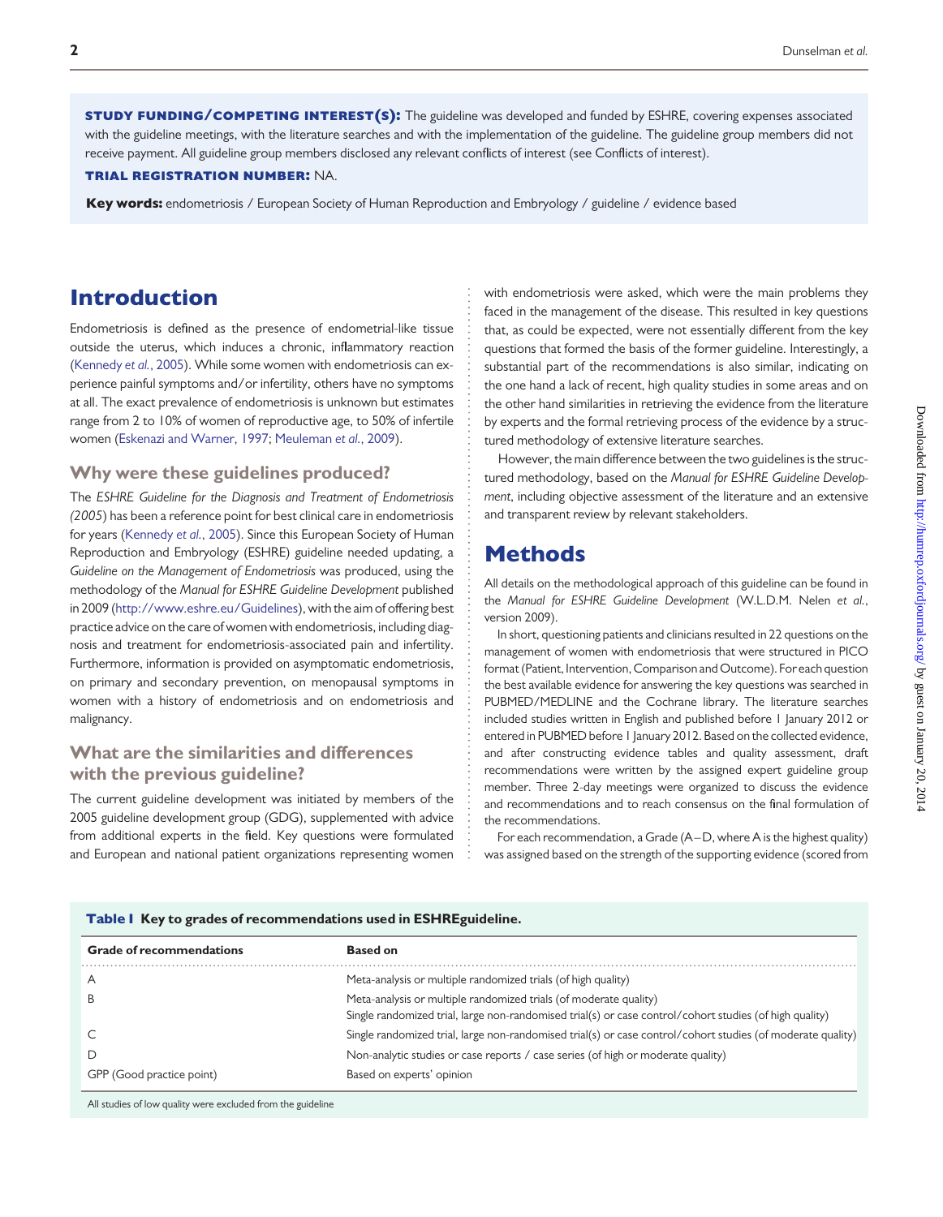**STUDY FUNDING/COMPETING INTEREST(S):** The guideline was developed and funded by ESHRE, covering expenses associated with the guideline meetings, with the literature searches and with the implementation of the guideline. The guideline group members did not receive payment. All guideline group members disclosed any relevant conflicts of interest (see Conflicts of interest).

**TRIAL REGISTRATION NUMBER:** NA.

**Key words:** endometriosis / European Society of Human Reproduction and Embryology / guideline / evidence based

# Introduction

Endometriosis is defined as the presence of endometrial-like tissue outside the uterus, which induces a chronic, inflammatory reaction (Kennedy *et al.*, 2005). While some women with endometriosis can experience painful symptoms and/or infertility, others have no symptoms at all. The exact prevalence of endometriosis is unknown but estimates range from 2 to 10% of women of reproductive age, to 50% of infertile women (Eskenazi and Warner, 1997; Meuleman *et al.*, 2009).

## Why were these guidelines produced?

The *ESHRE Guideline for the Diagnosis and Treatment of Endometriosis (2005)* has been a reference point for best clinical care in endometriosis for years (Kennedy *et al.*, 2005). Since this European Society of Human Reproduction and Embryology (ESHRE) guideline needed updating, a *Guideline on the Management of Endometriosis* was produced, using the methodology of the *Manual for ESHRE Guideline Development* published in 2009 (http://www.eshre.eu/Guidelines), with the aim of offering best practice advice on the care of women with endometriosis, including diagnosis and treatment for endometriosis-associated pain and infertility. Furthermore, information is provided on asymptomatic endometriosis, on primary and secondary prevention, on menopausal symptoms in women with a history of endometriosis and on endometriosis and malignancy.

## What are the similarities and differences with the previous guideline?

The current guideline development was initiated by members of the 2005 guideline development group (GDG), supplemented with advice from additional experts in the field. Key questions were formulated and European and national patient organizations representing women with endometriosis were asked, which were the main problems they faced in the management of the disease. This resulted in key questions that, as could be expected, were not essentially different from the key questions that formed the basis of the former guideline. Interestingly, a substantial part of the recommendations is also similar, indicating on the one hand a lack of recent, high quality studies in some areas and on the other hand similarities in retrieving the evidence from the literature by experts and the formal retrieving process of the evidence by a structured methodology of extensive literature searches.

However, the main difference between the two guidelines is the structured methodology, based on the *Manual for ESHRE Guideline Development*, including objective assessment of the literature and an extensive and transparent review by relevant stakeholders.

# Methods

All details on the methodological approach of this guideline can be found in the *Manual for ESHRE Guideline Development* (W.L.D.M. Nelen *et al.*, version 2009).

In short, questioning patients and clinicians resulted in 22 questions on the management of women with endometriosis that were structured in PICO format (Patient, Intervention, Comparison and Outcome). For each question the best available evidence for answering the key questions was searched in PUBMED/MEDLINE and the Cochrane library. The literature searches included studies written in English and published before 1 January 2012 or entered in PUBMED before 1 January 2012. Based on the collected evidence, and after constructing evidence tables and quality assessment, draft recommendations were written by the assigned expert guideline group member. Three 2-day meetings were organized to discuss the evidence and recommendations and to reach consensus on the final formulation of the recommendations.

For each recommendation, a Grade (A–D, where A is the highest quality) was assigned based on the strength of the supporting evidence (scored from

**Table I** Key to grades of recommendations used in ESHREguideline.

| Grade of recommendations | Based on |
|---|---|
| A | Meta-analysis or multiple randomized trials (of high quality) |
| B | Meta-analysis or multiple randomized trials (of moderate quality)<br>Single randomized trial, large non-randomised trial(s) or case control/cohort studies (of high quality) |
| C | Single randomized trial, large non-randomised trial(s) or case control/cohort studies (of moderate quality) |
| D | Non-analytic studies or case reports / case series (of high or moderate quality) |
| GPP (Good practice point) | Based on experts' opinion |

All studies of low quality were excluded from the guideline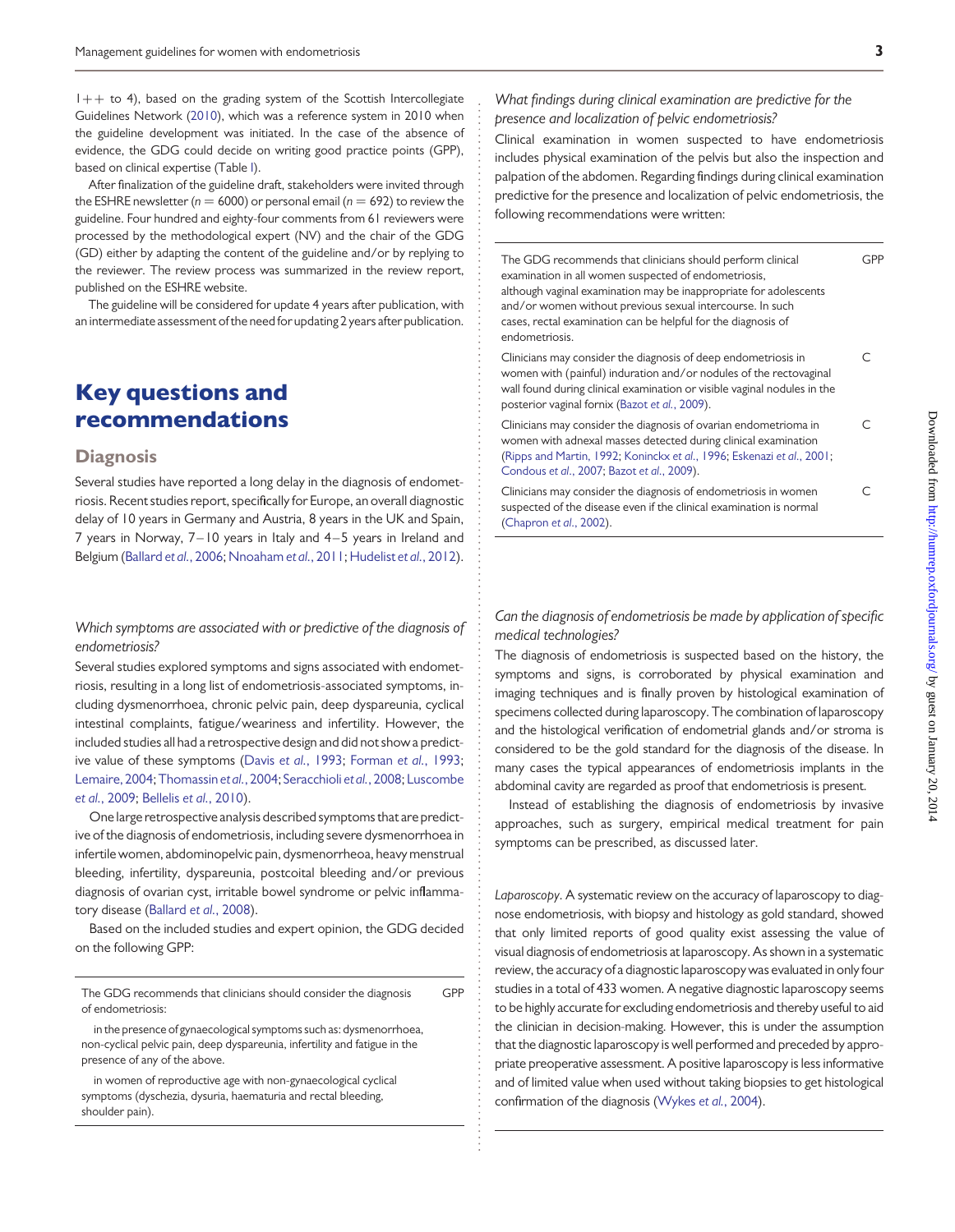1++ to 4), based on the grading system of the Scottish Intercollegiate Guidelines Network (2010), which was a reference system in 2010 when the guideline development was initiated. In the case of the absence of evidence, the GDG could decide on writing good practice points (GPP), based on clinical expertise (Table I).

After finalization of the guideline draft, stakeholders were invited through the ESHRE newsletter ($n = 6000$) or personal email ($n = 692$) to review the guideline. Four hundred and eighty-four comments from 61 reviewers were processed by the methodological expert (NV) and the chair of the GDG (GD) either by adapting the content of the guideline and/or by replying to the reviewer. The review process was summarized in the review report, published on the ESHRE website.

The guideline will be considered for update 4 years after publication, with an intermediate assessment of the need for updating 2 years after publication.

# Key questions and recommendations

## Diagnosis

Several studies have reported a long delay in the diagnosis of endometriosis. Recent studies report, specifically for Europe, an overall diagnostic delay of 10 years in Germany and Austria, 8 years in the UK and Spain, 7 years in Norway, 7–10 years in Italy and 4–5 years in Ireland and Belgium (Ballard et al., 2006; Nnoaham et al., 2011; Hudelist et al., 2012).

### *Which symptoms are associated with or predictive of the diagnosis of endometriosis?*

Several studies explored symptoms and signs associated with endometriosis, resulting in a long list of endometriosis-associated symptoms, including dysmenorrhoea, chronic pelvic pain, deep dyspareunia, cyclical intestinal complaints, fatigue/weariness and infertility. However, the included studies all had a retrospective design and did not show a predictive value of these symptoms (Davis et al., 1993; Forman et al., 1993; Lemaire, 2004; Thomassin et al., 2004; Seracchioli et al., 2008; Luscombe et al., 2009; Bellelis et al., 2010).

One large retrospective analysis described symptoms that are predictive of the diagnosis of endometriosis, including severe dysmenorrhoea in infertile women, abdominopelvic pain, dysmenorrheoa, heavy menstrual bleeding, infertility, dyspareunia, postcoital bleeding and/or previous diagnosis of ovarian cyst, irritable bowel syndrome or pelvic inflammatory disease (Ballard et al., 2008).

Based on the included studies and expert opinion, the GDG decided on the following GPP:

| | |
|---|---|
| The GDG recommends that clinicians should consider the diagnosis of endometriosis:<br>in the presence of gynaecological symptoms such as: dysmenorrhoea, non-cyclical pelvic pain, deep dyspareunia, infertility and fatigue in the presence of any of the above.<br>in women of reproductive age with non-gynaecological cyclical symptoms (dyschezia, dysuria, haematuria and rectal bleeding, shoulder pain). | GPP |

### *What findings during clinical examination are predictive for the presence and localization of pelvic endometriosis?*

Clinical examination in women suspected to have endometriosis includes physical examination of the pelvis but also the inspection and palpation of the abdomen. Regarding findings during clinical examination predictive for the presence and localization of pelvic endometriosis, the following recommendations were written:

| | |
|---|---|
| The GDG recommends that clinicians should perform clinical examination in all women suspected of endometriosis, although vaginal examination may be inappropriate for adolescents and/or women without previous sexual intercourse. In such cases, rectal examination can be helpful for the diagnosis of endometriosis. | GPP |
| Clinicians may consider the diagnosis of deep endometriosis in women with (painful) induration and/or nodules of the rectovaginal wall found during clinical examination or visible vaginal nodules in the posterior vaginal fornix (Bazot et al., 2009). | C |
| Clinicians may consider the diagnosis of ovarian endometrioma in women with adnexal masses detected during clinical examination (Ripps and Martin, 1992; Koninckx et al., 1996; Eskenazi et al., 2001; Condous et al., 2007; Bazot et al., 2009). | C |
| Clinicians may consider the diagnosis of endometriosis in women suspected of the disease even if the clinical examination is normal (Chapron et al., 2002). | C |

### *Can the diagnosis of endometriosis be made by application of specific medical technologies?*

The diagnosis of endometriosis is suspected based on the history, the symptoms and signs, is corroborated by physical examination and imaging techniques and is finally proven by histological examination of specimens collected during laparoscopy. The combination of laparoscopy and the histological verification of endometrial glands and/or stroma is considered to be the gold standard for the diagnosis of the disease. In many cases the typical appearances of endometriosis implants in the abdominal cavity are regarded as proof that endometriosis is present.

Instead of establishing the diagnosis of endometriosis by invasive approaches, such as surgery, empirical medical treatment for pain symptoms can be prescribed, as discussed later.

*Laparoscopy*. A systematic review on the accuracy of laparoscopy to diagnose endometriosis, with biopsy and histology as gold standard, showed that only limited reports of good quality exist assessing the value of visual diagnosis of endometriosis at laparoscopy. As shown in a systematic review, the accuracy of a diagnostic laparoscopy was evaluated in only four studies in a total of 433 women. A negative diagnostic laparoscopy seems to be highly accurate for excluding endometriosis and thereby useful to aid the clinician in decision-making. However, this is under the assumption that the diagnostic laparoscopy is well performed and preceded by appropriate preoperative assessment. A positive laparoscopy is less informative and of limited value when used without taking biopsies to get histological confirmation of the diagnosis (Wykes et al., 2004).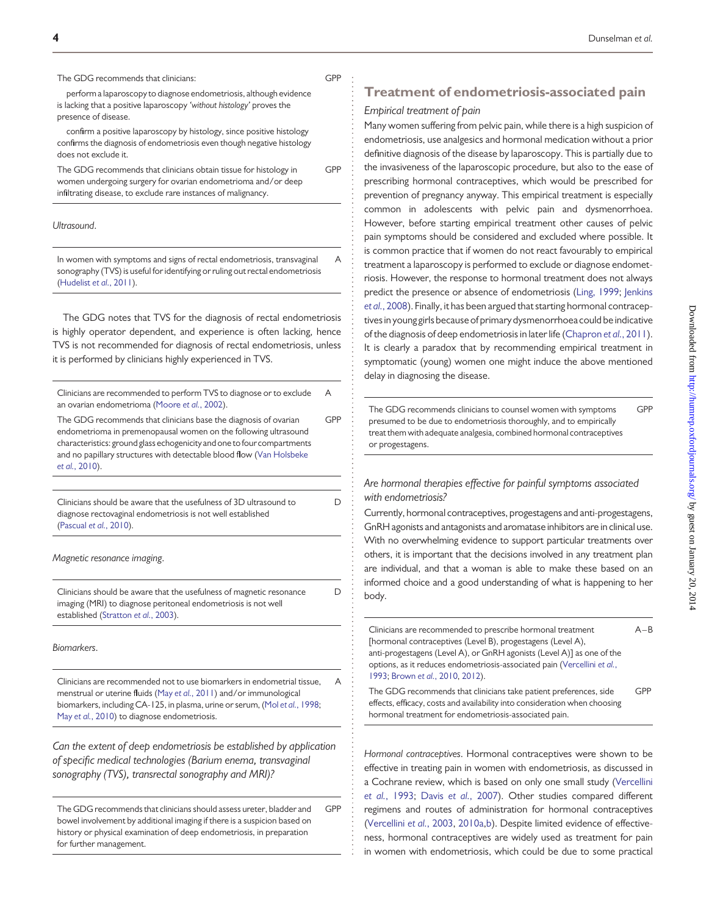| | |
|---|---|
| The GDG recommends that clinicians:<br><br>perform a laparoscopy to diagnose endometriosis, although evidence is lacking that a positive laparoscopy *'without histology'* proves the presence of disease.<br><br>confirm a positive laparoscopy by histology, since positive histology confirms the diagnosis of endometriosis even though negative histology does not exclude it. | GPP |
| The GDG recommends that clinicians obtain tissue for histology in women undergoing surgery for ovarian endometrioma and/or deep infiltrating disease, to exclude rare instances of malignancy. | GPP |

*Ultrasound.*

| | |
|---|---|
| In women with symptoms and signs of rectal endometriosis, transvaginal sonography (TVS) is useful for identifying or ruling out rectal endometriosis (Hudelist *et al.*, 2011). | A |

The GDG notes that TVS for the diagnosis of rectal endometriosis is highly operator dependent, and experience is often lacking, hence TVS is not recommended for diagnosis of rectal endometriosis, unless it is performed by clinicians highly experienced in TVS.

| | |
|---|---|
| Clinicians are recommended to perform TVS to diagnose or to exclude an ovarian endometrioma (Moore *et al.*, 2002). | A |
| The GDG recommends that clinicians base the diagnosis of ovarian endometrioma in premenopausal women on the following ultrasound characteristics: ground glass echogenicity and one to four compartments and no papillary structures with detectable blood flow (Van Holsbeke *et al.*, 2010). | GPP |

| | |
|---|---|
| Clinicians should be aware that the usefulness of 3D ultrasound to diagnose rectovaginal endometriosis is not well established (Pascual *et al.*, 2010). | D |

*Magnetic resonance imaging.*

| | |
|---|---|
| Clinicians should be aware that the usefulness of magnetic resonance imaging (MRI) to diagnose peritoneal endometriosis is not well established (Stratton *et al.*, 2003). | D |

*Biomarkers.*

| | |
|---|---|
| Clinicians are recommended not to use biomarkers in endometrial tissue, menstrual or uterine fluids (May *et al.*, 2011) and/or immunological biomarkers, including CA-125, in plasma, urine or serum, (Mol *et al.*, 1998; May *et al.*, 2010) to diagnose endometriosis. | A |

*Can the extent of deep endometriosis be established by application of specific medical technologies (Barium enema, transvaginal sonography (TVS), transrectal sonography and MRI)?*

| | |
|---|---|
| The GDG recommends that clinicians should assess ureter, bladder and bowel involvement by additional imaging if there is a suspicion based on history or physical examination of deep endometriosis, in preparation for further management. | GPP |

## Treatment of endometriosis-associated pain

*Empirical treatment of pain*

Many women suffering from pelvic pain, while there is a high suspicion of endometriosis, use analgesics and hormonal medication without a prior definitive diagnosis of the disease by laparoscopy. This is partially due to the invasiveness of the laparoscopic procedure, but also to the ease of prescribing hormonal contraceptives, which would be prescribed for prevention of pregnancy anyway. This empirical treatment is especially common in adolescents with pelvic pain and dysmenorrhoea. However, before starting empirical treatment other causes of pelvic pain symptoms should be considered and excluded where possible. It is common practice that if women do not react favourably to empirical treatment a laparoscopy is performed to exclude or diagnose endometriosis. However, the response to hormonal treatment does not always predict the presence or absence of endometriosis (Ling, 1999; Jenkins *et al.*, 2008). Finally, it has been argued that starting hormonal contraceptives in young girls because of primary dysmenorrhoea could be indicative of the diagnosis of deep endometriosis in later life (Chapron *et al.*, 2011). It is clearly a paradox that by recommending empirical treatment in symptomatic (young) women one might induce the above mentioned delay in diagnosing the disease.

| | |
|---|---|
| The GDG recommends clinicians to counsel women with symptoms presumed to be due to endometriosis thoroughly, and to empirically treat them with adequate analgesia, combined hormonal contraceptives or progestagens. | GPP |

*Are hormonal therapies effective for painful symptoms associated with endometriosis?*

Currently, hormonal contraceptives, progestagens and anti-progestagens, GnRH agonists and antagonists and aromatase inhibitors are in clinical use. With no overwhelming evidence to support particular treatments over others, it is important that the decisions involved in any treatment plan are individual, and that a woman is able to make these based on an informed choice and a good understanding of what is happening to her body.

| | |
|---|---|
| Clinicians are recommended to prescribe hormonal treatment [hormonal contraceptives (Level B), progestagens (Level A), anti-progestagens (Level A), or GnRH agonists (Level A)] as one of the options, as it reduces endometriosis-associated pain (Vercellini *et al.*, 1993; Brown *et al.*, 2010, 2012). | A–B |
| The GDG recommends that clinicians take patient preferences, side effects, efficacy, costs and availability into consideration when choosing hormonal treatment for endometriosis-associated pain. | GPP |

*Hormonal contraceptives.* Hormonal contraceptives were shown to be effective in treating pain in women with endometriosis, as discussed in a Cochrane review, which is based on only one small study (Vercellini *et al.*, 1993; Davis *et al.*, 2007). Other studies compared different regimens and routes of administration for hormonal contraceptives (Vercellini *et al.*, 2003, 2010a,b). Despite limited evidence of effectiveness, hormonal contraceptives are widely used as treatment for pain in women with endometriosis, which could be due to some practical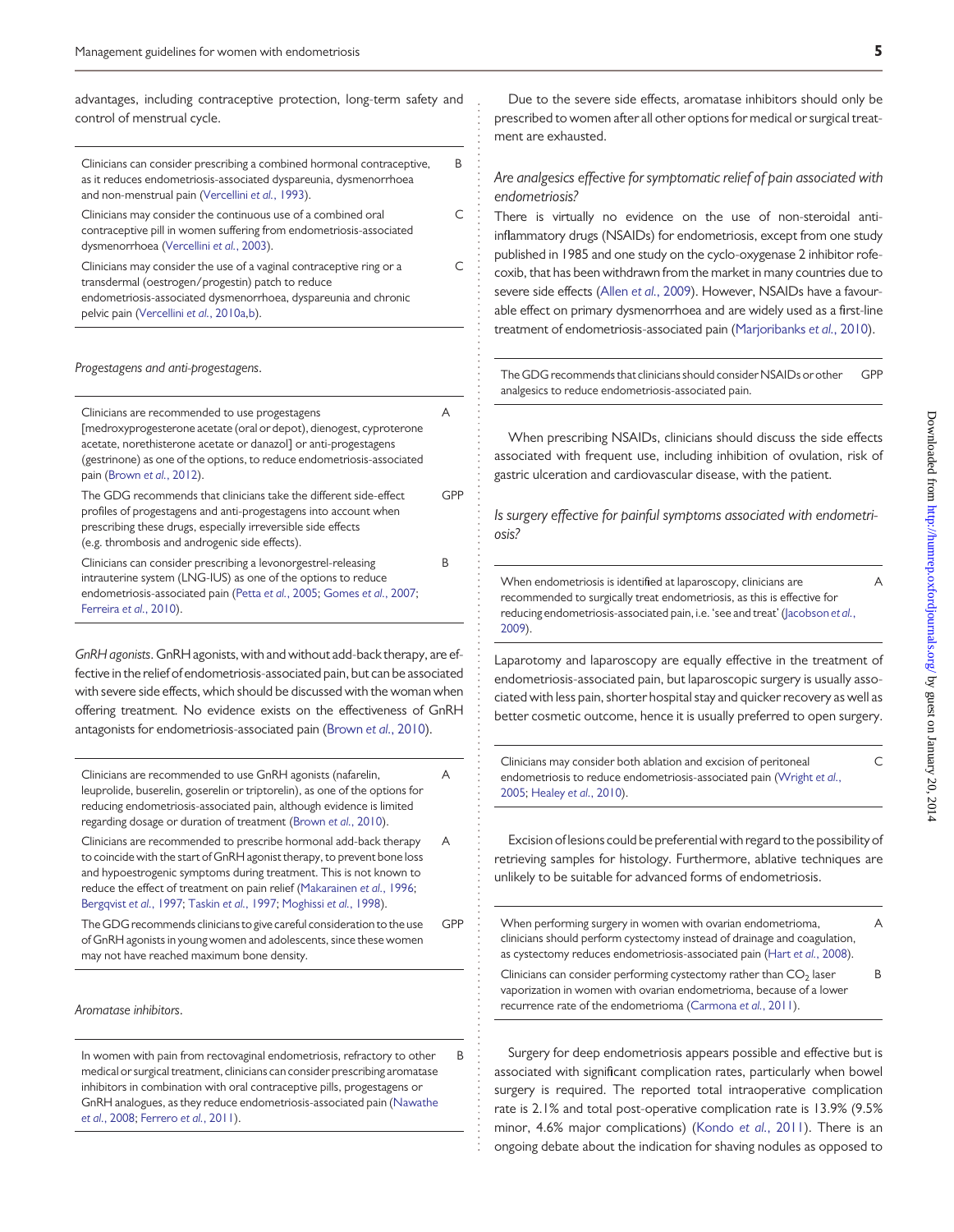advantages, including contraceptive protection, long-term safety and control of menstrual cycle.

| Recommendation | Grade |
|---|---|
| Clinicians can consider prescribing a combined hormonal contraceptive, as it reduces endometriosis-associated dyspareunia, dysmenorrhoea and non-menstrual pain (Vercellini *et al.*, 1993). | B |
| Clinicians may consider the continuous use of a combined oral contraceptive pill in women suffering from endometriosis-associated dysmenorrhoea (Vercellini *et al.*, 2003). | C |
| Clinicians may consider the use of a vaginal contraceptive ring or a transdermal (oestrogen/progestin) patch to reduce endometriosis-associated dysmenorrhoea, dyspareunia and chronic pelvic pain (Vercellini *et al.*, 2010a,b). | C |

*Progestagens and anti-progestagens*.

| Recommendation | Grade |
|---|---|
| Clinicians are recommended to use progestagens [medroxyprogesterone acetate (oral or depot), dienogest, cyproterone acetate, norethisterone acetate or danazol] or anti-progestagens (gestrinone) as one of the options, to reduce endometriosis-associated pain (Brown *et al.*, 2012). | A |
| The GDG recommends that clinicians take the different side-effect profiles of progestagens and anti-progestagens into account when prescribing these drugs, especially irreversible side effects (e.g. thrombosis and androgenic side effects). | GPP |
| Clinicians can consider prescribing a levonorgestrel-releasing intrauterine system (LNG-IUS) as one of the options to reduce endometriosis-associated pain (Petta *et al.*, 2005; Gomes *et al.*, 2007; Ferreira *et al.*, 2010). | B |

*GnRH agonists*. GnRH agonists, with and without add-back therapy, are effective in the relief of endometriosis-associated pain, but can be associated with severe side effects, which should be discussed with the woman when offering treatment. No evidence exists on the effectiveness of GnRH antagonists for endometriosis-associated pain (Brown *et al.*, 2010).

| Recommendation | Grade |
|---|---|
| Clinicians are recommended to use GnRH agonists (nafarelin, leuprolide, buserelin, goserelin or triptorelin), as one of the options for reducing endometriosis-associated pain, although evidence is limited regarding dosage or duration of treatment (Brown *et al.*, 2010). | A |
| Clinicians are recommended to prescribe hormonal add-back therapy to coincide with the start of GnRH agonist therapy, to prevent bone loss and hypoestrogenic symptoms during treatment. This is not known to reduce the effect of treatment on pain relief (Makarainen *et al.*, 1996; Bergqvist *et al.*, 1997; Taskin *et al.*, 1997; Moghissi *et al.*, 1998). | A |
| The GDG recommends clinicians to give careful consideration to the use of GnRH agonists in young women and adolescents, since these women may not have reached maximum bone density. | GPP |

*Aromatase inhibitors*.

| Recommendation | Grade |
|---|---|
| In women with pain from rectovaginal endometriosis, refractory to other medical or surgical treatment, clinicians can consider prescribing aromatase inhibitors in combination with oral contraceptive pills, progestagens or GnRH analogues, as they reduce endometriosis-associated pain (Nawathe *et al.*, 2008; Ferrero *et al.*, 2011). | B |

Due to the severe side effects, aromatase inhibitors should only be prescribed to women after all other options for medical or surgical treatment are exhausted.

*Are analgesics effective for symptomatic relief of pain associated with endometriosis?*

There is virtually no evidence on the use of non-steroidal anti-inflammatory drugs (NSAIDs) for endometriosis, except from one study published in 1985 and one study on the cyclo-oxygenase 2 inhibitor rofecoxib, that has been withdrawn from the market in many countries due to severe side effects (Allen *et al.*, 2009). However, NSAIDs have a favourable effect on primary dysmenorrhoea and are widely used as a first-line treatment of endometriosis-associated pain (Marjoribanks *et al.*, 2010).

| Recommendation | Grade |
|---|---|
| The GDG recommends that clinicians should consider NSAIDs or other analgesics to reduce endometriosis-associated pain. | GPP |

When prescribing NSAIDs, clinicians should discuss the side effects associated with frequent use, including inhibition of ovulation, risk of gastric ulceration and cardiovascular disease, with the patient.

*Is surgery effective for painful symptoms associated with endometriosis?*

| Recommendation | Grade |
|---|---|
| When endometriosis is identified at laparoscopy, clinicians are recommended to surgically treat endometriosis, as this is effective for reducing endometriosis-associated pain, i.e. 'see and treat' (Jacobson *et al.*, 2009). | A |

Laparotomy and laparoscopy are equally effective in the treatment of endometriosis-associated pain, but laparoscopic surgery is usually associated with less pain, shorter hospital stay and quicker recovery as well as better cosmetic outcome, hence it is usually preferred to open surgery.

| Recommendation | Grade |
|---|---|
| Clinicians may consider both ablation and excision of peritoneal endometriosis to reduce endometriosis-associated pain (Wright *et al.*, 2005; Healey *et al.*, 2010). | C |

Excision of lesions could be preferential with regard to the possibility of retrieving samples for histology. Furthermore, ablative techniques are unlikely to be suitable for advanced forms of endometriosis.

| Recommendation | Grade |
|---|---|
| When performing surgery in women with ovarian endometrioma, clinicians should perform cystectomy instead of drainage and coagulation, as cystectomy reduces endometriosis-associated pain (Hart *et al.*, 2008). | A |
| Clinicians can consider performing cystectomy rather than $CO_2$ laser vaporization in women with ovarian endometrioma, because of a lower recurrence rate of the endometrioma (Carmona *et al.*, 2011). | B |

Surgery for deep endometriosis appears possible and effective but is associated with significant complication rates, particularly when bowel surgery is required. The reported total intraoperative complication rate is 2.1% and total post-operative complication rate is 13.9% (9.5% minor, 4.6% major complications) (Kondo *et al.*, 2011). There is an ongoing debate about the indication for shaving nodules as opposed to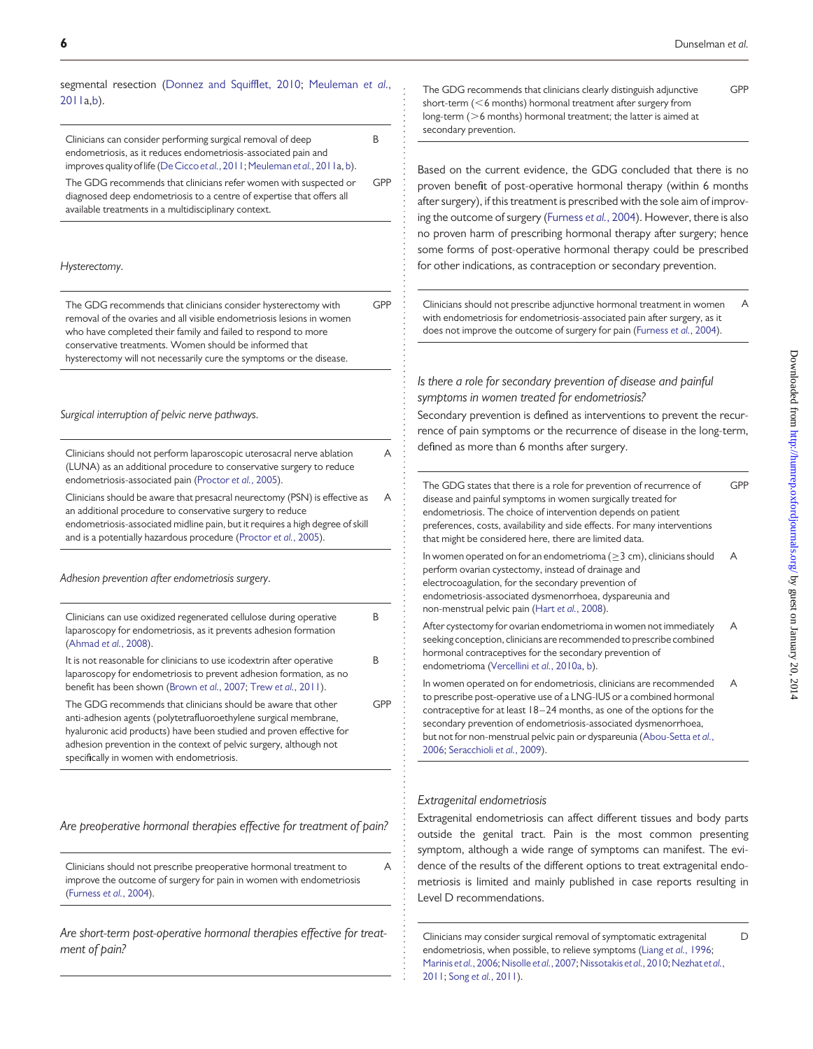segmental resection (Donnez and Squifflet, 2010; Meuleman et al., 2011a,b).

| | |
|---|---|
| Clinicians can consider performing surgical removal of deep endometriosis, as it reduces endometriosis-associated pain and improves quality of life (De Cicco et al., 2011; Meuleman et al., 2011a, b). | B |
| The GDG recommends that clinicians refer women with suspected or diagnosed deep endometriosis to a centre of expertise that offers all available treatments in a multidisciplinary context. | GPP |

*Hysterectomy.*

| | |
|---|---|
| The GDG recommends that clinicians consider hysterectomy with removal of the ovaries and all visible endometriosis lesions in women who have completed their family and failed to respond to more conservative treatments. Women should be informed that hysterectomy will not necessarily cure the symptoms or the disease. | GPP |

*Surgical interruption of pelvic nerve pathways.*

| | |
|---|---|
| Clinicians should not perform laparoscopic uterosacral nerve ablation (LUNA) as an additional procedure to conservative surgery to reduce endometriosis-associated pain (Proctor et al., 2005). | A |
| Clinicians should be aware that presacral neurectomy (PSN) is effective as an additional procedure to conservative surgery to reduce endometriosis-associated midline pain, but it requires a high degree of skill and is a potentially hazardous procedure (Proctor et al., 2005). | A |

*Adhesion prevention after endometriosis surgery.*

| | |
|---|---|
| Clinicians can use oxidized regenerated cellulose during operative laparoscopy for endometriosis, as it prevents adhesion formation (Ahmad et al., 2008). | B |
| It is not reasonable for clinicians to use icodextrin after operative laparoscopy for endometriosis to prevent adhesion formation, as no benefit has been shown (Brown et al., 2007; Trew et al., 2011). | B |
| The GDG recommends that clinicians should be aware that other anti-adhesion agents (polytetrafluoroethylene surgical membrane, hyaluronic acid products) have been studied and proven effective for adhesion prevention in the context of pelvic surgery, although not specifically in women with endometriosis. | GPP |

### *Are preoperative hormonal therapies effective for treatment of pain?*

| | |
|---|---|
| Clinicians should not prescribe preoperative hormonal treatment to improve the outcome of surgery for pain in women with endometriosis (Furness et al., 2004). | A |

### *Are short-term post-operative hormonal therapies effective for treatment of pain?*

| | |
|---|---|
| The GDG recommends that clinicians clearly distinguish adjunctive short-term (<6 months) hormonal treatment after surgery from long-term (>6 months) hormonal treatment; the latter is aimed at secondary prevention. | GPP |

Based on the current evidence, the GDG concluded that there is no proven benefit of post-operative hormonal therapy (within 6 months after surgery), if this treatment is prescribed with the sole aim of improving the outcome of surgery (Furness et al., 2004). However, there is also no proven harm of prescribing hormonal therapy after surgery; hence some forms of post-operative hormonal therapy could be prescribed for other indications, as contraception or secondary prevention.

| | |
|---|---|
| Clinicians should not prescribe adjunctive hormonal treatment in women with endometriosis for endometriosis-associated pain after surgery, as it does not improve the outcome of surgery for pain (Furness et al., 2004). | A |

### *Is there a role for secondary prevention of disease and painful symptoms in women treated for endometriosis?*

Secondary prevention is defined as interventions to prevent the recurrence of pain symptoms or the recurrence of disease in the long-term, defined as more than 6 months after surgery.

| | |
|---|---|
| The GDG states that there is a role for prevention of recurrence of disease and painful symptoms in women surgically treated for endometriosis. The choice of intervention depends on patient preferences, costs, availability and side effects. For many interventions that might be considered here, there are limited data. | GPP |
| In women operated on for an endometrioma (≥3 cm), clinicians should perform ovarian cystectomy, instead of drainage and electrocoagulation, for the secondary prevention of endometriosis-associated dysmenorrhoea, dyspareunia and non-menstrual pelvic pain (Hart et al., 2008). | A |
| After cystectomy for ovarian endometrioma in women not immediately seeking conception, clinicians are recommended to prescribe combined hormonal contraceptives for the secondary prevention of endometrioma (Vercellini et al., 2010a, b). | A |
| In women operated on for endometriosis, clinicians are recommended to prescribe post-operative use of a LNG-IUS or a combined hormonal contraceptive for at least 18–24 months, as one of the options for the secondary prevention of endometriosis-associated dysmenorrhoea, but not for non-menstrual pelvic pain or dyspareunia (Abou-Setta et al., 2006; Seracchioli et al., 2009). | A |

### *Extragenital endometriosis*

Extragenital endometriosis can affect different tissues and body parts outside the genital tract. Pain is the most common presenting symptom, although a wide range of symptoms can manifest. The evidence of the results of the different options to treat extragenital endometriosis is limited and mainly published in case reports resulting in Level D recommendations.

| | |
|---|---|
| Clinicians may consider surgical removal of symptomatic extragenital endometriosis, when possible, to relieve symptoms (Liang et al., 1996; Marinis et al., 2006; Nisolle et al., 2007; Nissotakis et al., 2010; Nezhat et al., 2011; Song et al., 2011). | D |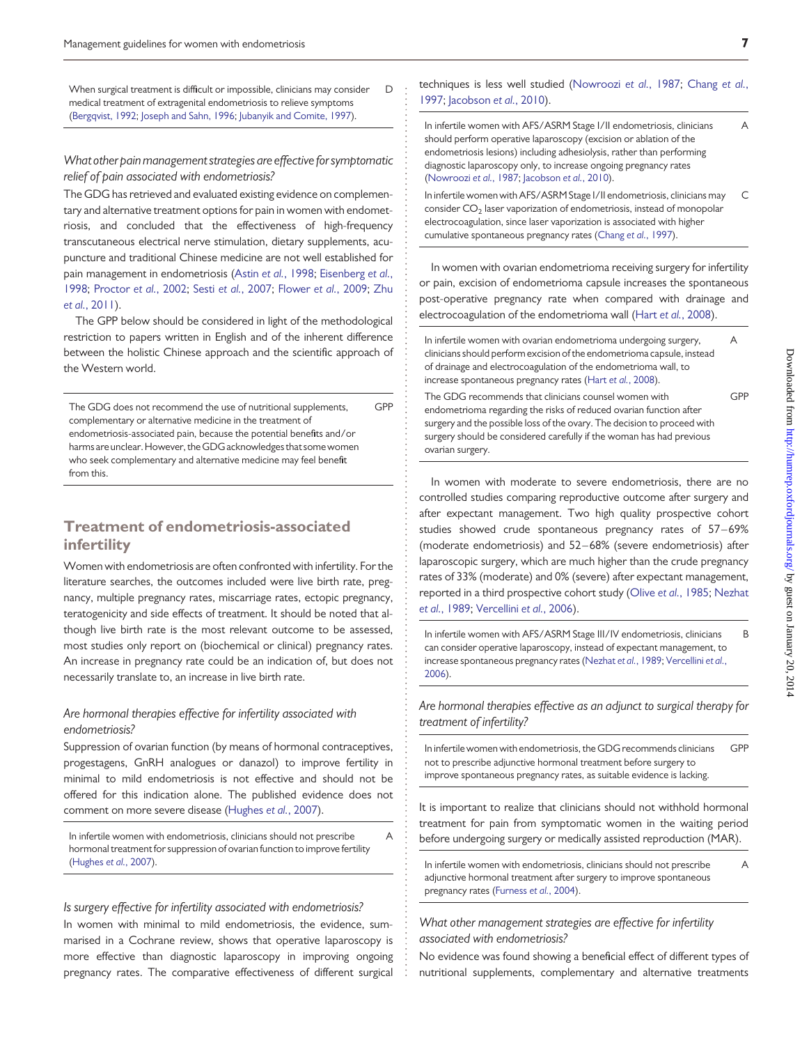| | |
|---|---|
| When surgical treatment is difficult or impossible, clinicians may consider medical treatment of extragenital endometriosis to relieve symptoms (Bergqvist, 1992; Joseph and Sahn, 1996; Jubanyik and Comite, 1997). | D |

*What other pain management strategies are effective for symptomatic relief of pain associated with endometriosis?*

The GDG has retrieved and evaluated existing evidence on complementary and alternative treatment options for pain in women with endometriosis, and concluded that the effectiveness of high-frequency transcutaneous electrical nerve stimulation, dietary supplements, acupuncture and traditional Chinese medicine are not well established for pain management in endometriosis (Astin *et al.*, 1998; Eisenberg *et al.*, 1998; Proctor *et al.*, 2002; Sesti *et al.*, 2007; Flower *et al.*, 2009; Zhu *et al.*, 2011).

The GPP below should be considered in light of the methodological restriction to papers written in English and of the inherent difference between the holistic Chinese approach and the scientific approach of the Western world.

| | |
|---|---|
| The GDG does not recommend the use of nutritional supplements, complementary or alternative medicine in the treatment of endometriosis-associated pain, because the potential benefits and/or harms are unclear. However, the GDG acknowledges that some women who seek complementary and alternative medicine may feel benefit from this. | GPP |

## Treatment of endometriosis-associated infertility

Women with endometriosis are often confronted with infertility. For the literature searches, the outcomes included were live birth rate, pregnancy, multiple pregnancy rates, miscarriage rates, ectopic pregnancy, teratogenicity and side effects of treatment. It should be noted that although live birth rate is the most relevant outcome to be assessed, most studies only report on (biochemical or clinical) pregnancy rates. An increase in pregnancy rate could be an indication of, but does not necessarily translate to, an increase in live birth rate.

*Are hormonal therapies effective for infertility associated with endometriosis?*

Suppression of ovarian function (by means of hormonal contraceptives, progestagens, GnRH analogues or danazol) to improve fertility in minimal to mild endometriosis is not effective and should not be offered for this indication alone. The published evidence does not comment on more severe disease (Hughes *et al.*, 2007).

| | |
|---|---|
| In infertile women with endometriosis, clinicians should not prescribe hormonal treatment for suppression of ovarian function to improve fertility (Hughes *et al.*, 2007). | A |

*Is surgery effective for infertility associated with endometriosis?*

In women with minimal to mild endometriosis, the evidence, summarised in a Cochrane review, shows that operative laparoscopy is more effective than diagnostic laparoscopy in improving ongoing pregnancy rates. The comparative effectiveness of different surgical techniques is less well studied (Nowroozi *et al.*, 1987; Chang *et al.*, 1997; Jacobson *et al.*, 2010).

| | |
|---|---|
| In infertile women with AFS/ASRM Stage I/II endometriosis, clinicians should perform operative laparoscopy (excision or ablation of the endometriosis lesions) including adhesiolysis, rather than performing diagnostic laparoscopy only, to increase ongoing pregnancy rates (Nowroozi *et al.*, 1987; Jacobson *et al.*, 2010). | A |
| In infertile women with AFS/ASRM Stage I/II endometriosis, clinicians may consider $CO_2$ laser vaporization of endometriosis, instead of monopolar electrocoagulation, since laser vaporization is associated with higher cumulative spontaneous pregnancy rates (Chang *et al.*, 1997). | C |

In women with ovarian endometrioma receiving surgery for infertility or pain, excision of endometrioma capsule increases the spontaneous post-operative pregnancy rate when compared with drainage and electrocoagulation of the endometrioma wall (Hart *et al.*, 2008).

| | |
|---|---|
| In infertile women with ovarian endometrioma undergoing surgery, clinicians should perform excision of the endometrioma capsule, instead of drainage and electrocoagulation of the endometrioma wall, to increase spontaneous pregnancy rates (Hart *et al.*, 2008). | A |
| The GDG recommends that clinicians counsel women with endometrioma regarding the risks of reduced ovarian function after surgery and the possible loss of the ovary. The decision to proceed with surgery should be considered carefully if the woman has had previous ovarian surgery. | GPP |

In women with moderate to severe endometriosis, there are no controlled studies comparing reproductive outcome after surgery and after expectant management. Two high quality prospective cohort studies showed crude spontaneous pregnancy rates of 57–69% (moderate endometriosis) and 52–68% (severe endometriosis) after laparoscopic surgery, which are much higher than the crude pregnancy rates of 33% (moderate) and 0% (severe) after expectant management, reported in a third prospective cohort study (Olive *et al.*, 1985; Nezhat *et al.*, 1989; Vercellini *et al.*, 2006).

| | |
|---|---|
| In infertile women with AFS/ASRM Stage III/IV endometriosis, clinicians can consider operative laparoscopy, instead of expectant management, to increase spontaneous pregnancy rates (Nezhat *et al.*, 1989; Vercellini *et al.*, 2006). | B |

*Are hormonal therapies effective as an adjunct to surgical therapy for treatment of infertility?*

| | |
|---|---|
| In infertile women with endometriosis, the GDG recommends clinicians not to prescribe adjunctive hormonal treatment before surgery to improve spontaneous pregnancy rates, as suitable evidence is lacking. | GPP |

It is important to realize that clinicians should not withhold hormonal treatment for pain from symptomatic women in the waiting period before undergoing surgery or medically assisted reproduction (MAR).

| | |
|---|---|
| In infertile women with endometriosis, clinicians should not prescribe adjunctive hormonal treatment after surgery to improve spontaneous pregnancy rates (Furness *et al.*, 2004). | A |

*What other management strategies are effective for infertility associated with endometriosis?*

No evidence was found showing a beneficial effect of different types of nutritional supplements, complementary and alternative treatments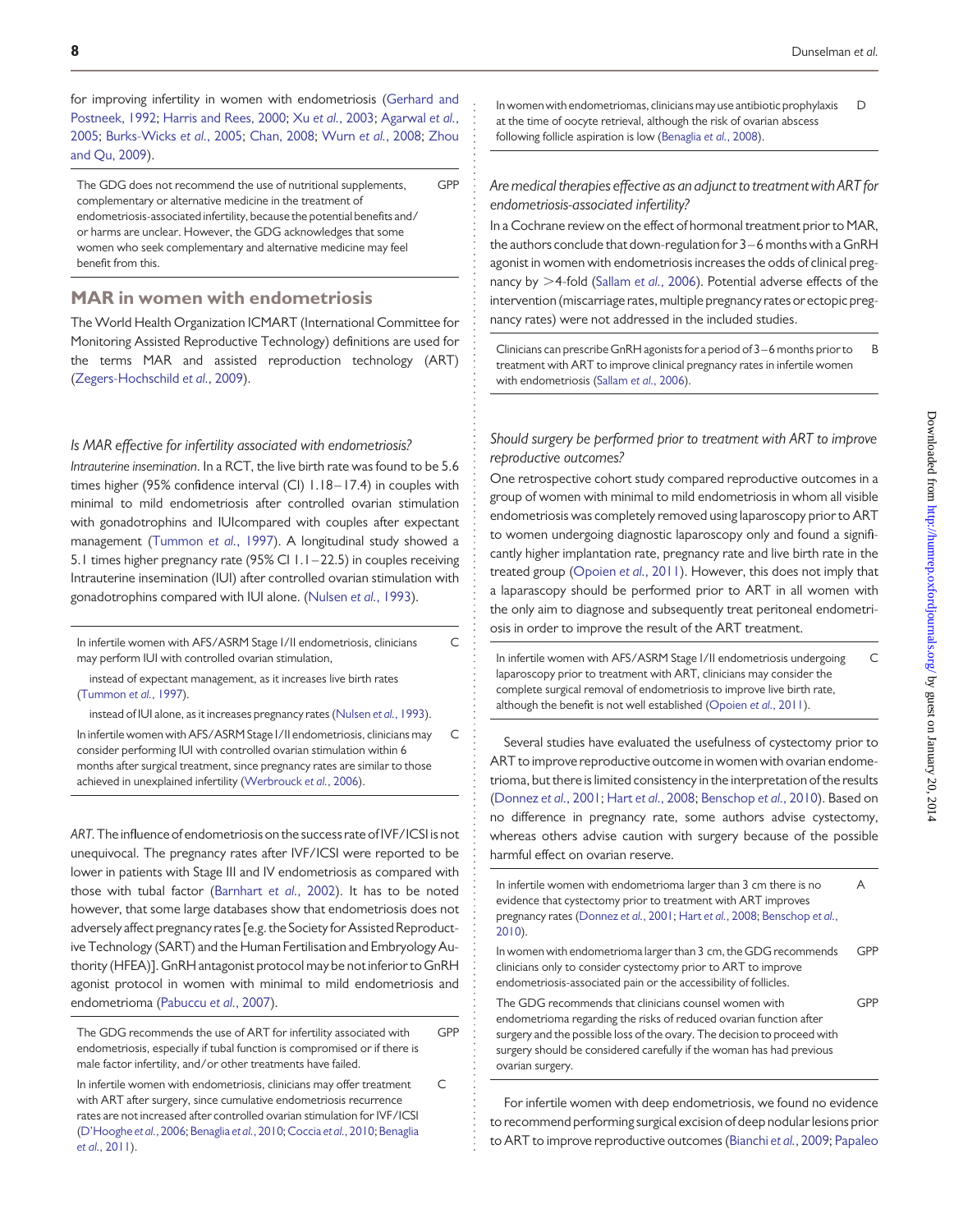for improving infertility in women with endometriosis (Gerhard and Postneek, 1992; Harris and Rees, 2000; Xu et al., 2003; Agarwal et al., 2005; Burks-Wicks et al., 2005; Chan, 2008; Wurn et al., 2008; Zhou and Qu, 2009).

| | |
|---|---|
| The GDG does not recommend the use of nutritional supplements, complementary or alternative medicine in the treatment of endometriosis-associated infertility, because the potential benefits and/or harms are unclear. However, the GDG acknowledges that some women who seek complementary and alternative medicine may feel benefit from this. | GPP |

## MAR in women with endometriosis

The World Health Organization ICMART (International Committee for Monitoring Assisted Reproductive Technology) definitions are used for the terms MAR and assisted reproduction technology (ART) (Zegers-Hochschild et al., 2009).

### *Is MAR effective for infertility associated with endometriosis?*

*Intrauterine insemination*. In a RCT, the live birth rate was found to be 5.6 times higher (95% confidence interval (CI) 1.18–17.4) in couples with minimal to mild endometriosis after controlled ovarian stimulation with gonadotrophins and IUIcompared with couples after expectant management (Tummon et al., 1997). A longitudinal study showed a 5.1 times higher pregnancy rate (95% CI 1.1–22.5) in couples receiving Intrauterine insemination (IUI) after controlled ovarian stimulation with gonadotrophins compared with IUI alone. (Nulsen et al., 1993).

| | |
|---|---|
| In infertile women with AFS/ASRM Stage I/II endometriosis, clinicians may perform IUI with controlled ovarian stimulation,<br>instead of expectant management, as it increases live birth rates (Tummon et al., 1997).<br>instead of IUI alone, as it increases pregnancy rates (Nulsen et al., 1993). | C |
| In infertile women with AFS/ASRM Stage I/II endometriosis, clinicians may consider performing IUI with controlled ovarian stimulation within 6 months after surgical treatment, since pregnancy rates are similar to those achieved in unexplained infertility (Werbrouck et al., 2006). | C |

*ART*. The influence of endometriosis on the success rate of IVF/ICSI is not unequivocal. The pregnancy rates after IVF/ICSI were reported to be lower in patients with Stage III and IV endometriosis as compared with those with tubal factor (Barnhart et al., 2002). It has to be noted however, that some large databases show that endometriosis does not adversely affect pregnancy rates [e.g. the Society for Assisted Reproductive Technology (SART) and the Human Fertilisation and Embryology Authority (HFEA)]. GnRH antagonist protocol may be not inferior to GnRH agonist protocol in women with minimal to mild endometriosis and endometrioma (Pabuccu et al., 2007).

| | |
|---|---|
| The GDG recommends the use of ART for infertility associated with endometriosis, especially if tubal function is compromised or if there is male factor infertility, and/or other treatments have failed. | GPP |
| In infertile women with endometriosis, clinicians may offer treatment with ART after surgery, since cumulative endometriosis recurrence rates are not increased after controlled ovarian stimulation for IVF/ICSI (D'Hooghe et al., 2006; Benaglia et al., 2010; Coccia et al., 2010; Benaglia et al., 2011). | C |
| In women with endometriomas, clinicians may use antibiotic prophylaxis at the time of oocyte retrieval, although the risk of ovarian abscess following follicle aspiration is low (Benaglia et al., 2008). | D |

### *Are medical therapies effective as an adjunct to treatment with ART for endometriosis-associated infertility?*

In a Cochrane review on the effect of hormonal treatment prior to MAR, the authors conclude that down-regulation for 3–6 months with a GnRH agonist in women with endometriosis increases the odds of clinical pregnancy by >4-fold (Sallam et al., 2006). Potential adverse effects of the intervention (miscarriage rates, multiple pregnancy rates or ectopic pregnancy rates) were not addressed in the included studies.

| | |
|---|---|
| Clinicians can prescribe GnRH agonists for a period of 3–6 months prior to treatment with ART to improve clinical pregnancy rates in infertile women with endometriosis (Sallam et al., 2006). | B |

### *Should surgery be performed prior to treatment with ART to improve reproductive outcomes?*

One retrospective cohort study compared reproductive outcomes in a group of women with minimal to mild endometriosis in whom all visible endometriosis was completely removed using laparoscopy prior to ART to women undergoing diagnostic laparoscopy only and found a significantly higher implantation rate, pregnancy rate and live birth rate in the treated group (Opoien et al., 2011). However, this does not imply that a laparoscopy should be performed prior to ART in all women with the only aim to diagnose and subsequently treat peritoneal endometriosis in order to improve the result of the ART treatment.

| | |
|---|---|
| In infertile women with AFS/ASRM Stage I/II endometriosis undergoing laparoscopy prior to treatment with ART, clinicians may consider the complete surgical removal of endometriosis to improve live birth rate, although the benefit is not well established (Opoien et al., 2011). | C |

Several studies have evaluated the usefulness of cystectomy prior to ART to improve reproductive outcome in women with ovarian endometrioma, but there is limited consistency in the interpretation of the results (Donnez et al., 2001; Hart et al., 2008; Benschop et al., 2010). Based on no difference in pregnancy rate, some authors advise cystectomy, whereas others advise caution with surgery because of the possible harmful effect on ovarian reserve.

| | |
|---|---|
| In infertile women with endometrioma larger than 3 cm there is no evidence that cystectomy prior to treatment with ART improves pregnancy rates (Donnez et al., 2001; Hart et al., 2008; Benschop et al., 2010). | A |
| In women with endometrioma larger than 3 cm, the GDG recommends clinicians only to consider cystectomy prior to ART to improve endometriosis-associated pain or the accessibility of follicles. | GPP |
| The GDG recommends that clinicians counsel women with endometrioma regarding the risks of reduced ovarian function after surgery and the possible loss of the ovary. The decision to proceed with surgery should be considered carefully if the woman has had previous ovarian surgery. | GPP |

For infertile women with deep endometriosis, we found no evidence to recommend performing surgical excision of deep nodular lesions prior to ART to improve reproductive outcomes (Bianchi et al., 2009; Papaleo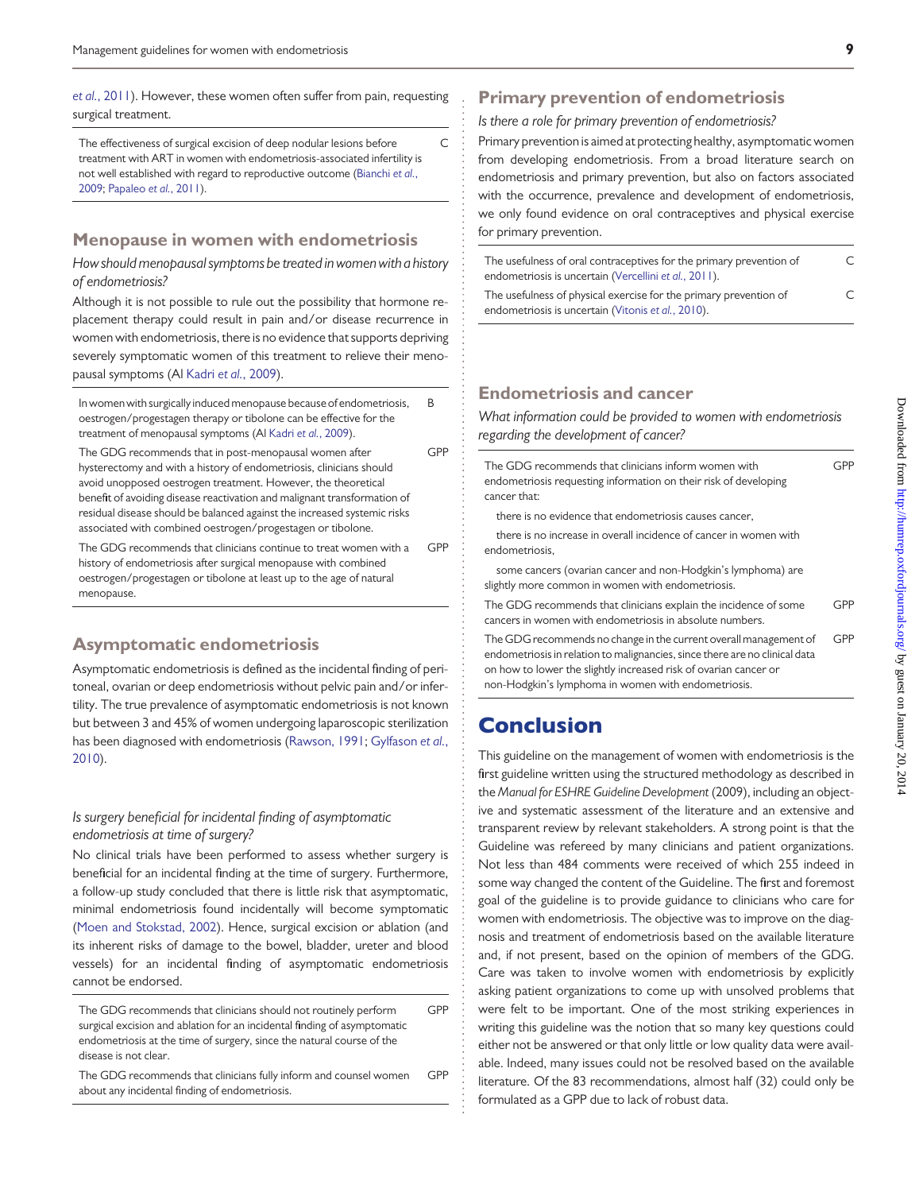et al., 2011). However, these women often suffer from pain, requesting surgical treatment.

| | |
|---|---|
| The effectiveness of surgical excision of deep nodular lesions before treatment with ART in women with endometriosis-associated infertility is not well established with regard to reproductive outcome (Bianchi et al., 2009; Papaleo et al., 2011). | C |

## Menopause in women with endometriosis

*How should menopausal symptoms be treated in women with a history of endometriosis?*

Although it is not possible to rule out the possibility that hormone replacement therapy could result in pain and/or disease recurrence in women with endometriosis, there is no evidence that supports depriving severely symptomatic women of this treatment to relieve their menopausal symptoms (Al Kadri et al., 2009).

| | |
|---|---|
| In women with surgically induced menopause because of endometriosis, oestrogen/progestagen therapy or tibolone can be effective for the treatment of menopausal symptoms (Al Kadri et al., 2009). | B |
| The GDG recommends that in post-menopausal women after hysterectomy and with a history of endometriosis, clinicians should avoid unopposed oestrogen treatment. However, the theoretical benefit of avoiding disease reactivation and malignant transformation of residual disease should be balanced against the increased systemic risks associated with combined oestrogen/progestagen or tibolone. | GPP |
| The GDG recommends that clinicians continue to treat women with a history of endometriosis after surgical menopause with combined oestrogen/progestagen or tibolone at least up to the age of natural menopause. | GPP |

## Asymptomatic endometriosis

Asymptomatic endometriosis is defined as the incidental finding of peritoneal, ovarian or deep endometriosis without pelvic pain and/or infertility. The true prevalence of asymptomatic endometriosis is not known but between 3 and 45% of women undergoing laparoscopic sterilization has been diagnosed with endometriosis (Rawson, 1991; Gylfason et al., 2010).

*Is surgery beneficial for incidental finding of asymptomatic endometriosis at time of surgery?*

No clinical trials have been performed to assess whether surgery is beneficial for an incidental finding at the time of surgery. Furthermore, a follow-up study concluded that there is little risk that asymptomatic, minimal endometriosis found incidentally will become symptomatic (Moen and Stokstad, 2002). Hence, surgical excision or ablation (and its inherent risks of damage to the bowel, bladder, ureter and blood vessels) for an incidental finding of asymptomatic endometriosis cannot be endorsed.

| | |
|---|---|
| The GDG recommends that clinicians should not routinely perform surgical excision and ablation for an incidental finding of asymptomatic endometriosis at the time of surgery, since the natural course of the disease is not clear. | GPP |
| The GDG recommends that clinicians fully inform and counsel women about any incidental finding of endometriosis. | GPP |

## Primary prevention of endometriosis

*Is there a role for primary prevention of endometriosis?*

Primary prevention is aimed at protecting healthy, asymptomatic women from developing endometriosis. From a broad literature search on endometriosis and primary prevention, but also on factors associated with the occurrence, prevalence and development of endometriosis, we only found evidence on oral contraceptives and physical exercise for primary prevention.

| | |
|---|---|
| The usefulness of oral contraceptives for the primary prevention of endometriosis is uncertain (Vercellini et al., 2011). | C |
| The usefulness of physical exercise for the primary prevention of endometriosis is uncertain (Vitonis et al., 2010). | C |

## Endometriosis and cancer

*What information could be provided to women with endometriosis regarding the development of cancer?*

| | |
|---|---|
| The GDG recommends that clinicians inform women with endometriosis requesting information on their risk of developing cancer that:<br>there is no evidence that endometriosis causes cancer,<br>there is no increase in overall incidence of cancer in women with endometriosis,<br>some cancers (ovarian cancer and non-Hodgkin's lymphoma) are slightly more common in women with endometriosis. | GPP |
| The GDG recommends that clinicians explain the incidence of some cancers in women with endometriosis in absolute numbers. | GPP |
| The GDG recommends no change in the current overall management of endometriosis in relation to malignancies, since there are no clinical data on how to lower the slightly increased risk of ovarian cancer or non-Hodgkin's lymphoma in women with endometriosis. | GPP |

# Conclusion

This guideline on the management of women with endometriosis is the first guideline written using the structured methodology as described in the *Manual for ESHRE Guideline Development* (2009), including an objective and systematic assessment of the literature and an extensive and transparent review by relevant stakeholders. A strong point is that the Guideline was refereed by many clinicians and patient organizations. Not less than 484 comments were received of which 255 indeed in some way changed the content of the Guideline. The first and foremost goal of the guideline is to provide guidance to clinicians who care for women with endometriosis. The objective was to improve on the diagnosis and treatment of endometriosis based on the available literature and, if not present, based on the opinion of members of the GDG. Care was taken to involve women with endometriosis by explicitly asking patient organizations to come up with unsolved problems that were felt to be important. One of the most striking experiences in writing this guideline was the notion that so many key questions could either not be answered or that only little or low quality data were available. Indeed, many issues could not be resolved based on the available literature. Of the 83 recommendations, almost half (32) could only be formulated as a GPP due to lack of robust data.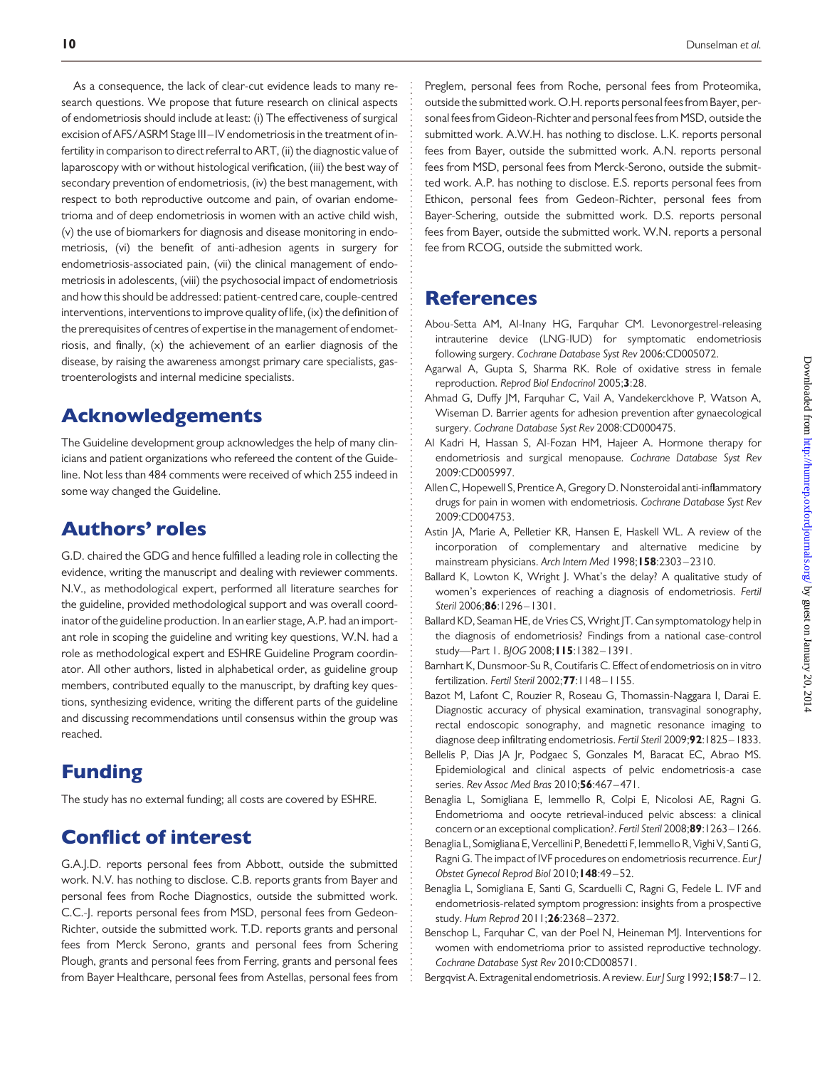As a consequence, the lack of clear-cut evidence leads to many research questions. We propose that future research on clinical aspects of endometriosis should include at least: (i) The effectiveness of surgical excision of AFS/ASRM Stage III–IV endometriosis in the treatment of infertility in comparison to direct referral to ART, (ii) the diagnostic value of laparoscopy with or without histological verification, (iii) the best way of secondary prevention of endometriosis, (iv) the best management, with respect to both reproductive outcome and pain, of ovarian endometrioma and of deep endometriosis in women with an active child wish, (v) the use of biomarkers for diagnosis and disease monitoring in endometriosis, (vi) the benefit of anti-adhesion agents in surgery for endometriosis-associated pain, (vii) the clinical management of endometriosis in adolescents, (viii) the psychosocial impact of endometriosis and how this should be addressed: patient-centred care, couple-centred interventions, interventions to improve quality of life, (ix) the definition of the prerequisites of centres of expertise in the management of endometriosis, and finally, (x) the achievement of an earlier diagnosis of the disease, by raising the awareness amongst primary care specialists, gastroenterologists and internal medicine specialists.

## Acknowledgements

The Guideline development group acknowledges the help of many clinicians and patient organizations who refereed the content of the Guideline. Not less than 484 comments were received of which 255 indeed in some way changed the Guideline.

## Authors' roles

G.D. chaired the GDG and hence fulfilled a leading role in collecting the evidence, writing the manuscript and dealing with reviewer comments. N.V., as methodological expert, performed all literature searches for the guideline, provided methodological support and was overall coordinator of the guideline production. In an earlier stage, A.P. had an important role in scoping the guideline and writing key questions, W.N. had a role as methodological expert and ESHRE Guideline Program coordinator. All other authors, listed in alphabetical order, as guideline group members, contributed equally to the manuscript, by drafting key questions, synthesizing evidence, writing the different parts of the guideline and discussing recommendations until consensus within the group was reached.

## Funding

The study has no external funding; all costs are covered by ESHRE.

## Conflict of interest

G.A.J.D. reports personal fees from Abbott, outside the submitted work. N.V. has nothing to disclose. C.B. reports grants from Bayer and personal fees from Roche Diagnostics, outside the submitted work. C.C.-J. reports personal fees from MSD, personal fees from Gedeon-Richter, outside the submitted work. T.D. reports grants and personal fees from Merck Serono, grants and personal fees from Schering Plough, grants and personal fees from Ferring, grants and personal fees from Bayer Healthcare, personal fees from Astellas, personal fees from Preglem, personal fees from Roche, personal fees from Proteomika, outside the submitted work. O.H. reports personal fees from Bayer, personal fees from Gideon-Richter and personal fees from MSD, outside the submitted work. A.W.H. has nothing to disclose. L.K. reports personal fees from Bayer, outside the submitted work. A.N. reports personal fees from MSD, personal fees from Merck-Serono, outside the submitted work. A.P. has nothing to disclose. E.S. reports personal fees from Ethicon, personal fees from Gedeon-Richter, personal fees from Bayer-Schering, outside the submitted work. D.S. reports personal fees from Bayer, outside the submitted work. W.N. reports a personal fee from RCOG, outside the submitted work.

## References

Abou-Setta AM, Al-Inany HG, Farquhar CM. Levonorgestrel-releasing intrauterine device (LNG-IUD) for symptomatic endometriosis following surgery. *Cochrane Database Syst Rev* 2006:CD005072.

Agarwal A, Gupta S, Sharma RK. Role of oxidative stress in female reproduction. *Reprod Biol Endocrinol* 2005;**3**:28.

Ahmad G, Duffy JM, Farquhar C, Vail A, Vandekerckhove P, Watson A, Wiseman D. Barrier agents for adhesion prevention after gynaecological surgery. *Cochrane Database Syst Rev* 2008:CD000475.

Al Kadri H, Hassan S, Al-Fozan HM, Hajeer A. Hormone therapy for endometriosis and surgical menopause. *Cochrane Database Syst Rev* 2009:CD005997.

Allen C, Hopewell S, Prentice A, Gregory D. Nonsteroidal anti-inflammatory drugs for pain in women with endometriosis. *Cochrane Database Syst Rev* 2009:CD004753.

Astin JA, Marie A, Pelletier KR, Hansen E, Haskell WL. A review of the incorporation of complementary and alternative medicine by mainstream physicians. *Arch Intern Med* 1998;**158**:2303–2310.

Ballard K, Lowton K, Wright J. What's the delay? A qualitative study of women's experiences of reaching a diagnosis of endometriosis. *Fertil Steril* 2006;**86**:1296–1301.

Ballard KD, Seaman HE, de Vries CS, Wright JT. Can symptomatology help in the diagnosis of endometriosis? Findings from a national case-control study—Part 1. *BJOG* 2008;**115**:1382–1391.

Barnhart K, Dunsmoor-Su R, Coutifaris C. Effect of endometriosis on in vitro fertilization. *Fertil Steril* 2002;**77**:1148–1155.

Bazot M, Lafont C, Rouzier R, Roseau G, Thomassin-Naggara I, Darai E. Diagnostic accuracy of physical examination, transvaginal sonography, rectal endoscopic sonography, and magnetic resonance imaging to diagnose deep infiltrating endometriosis. *Fertil Steril* 2009;**92**:1825–1833.

Bellelis P, Dias JA Jr, Podgaec S, Gonzales M, Baracat EC, Abrao MS. Epidemiological and clinical aspects of pelvic endometriosis-a case series. *Rev Assoc Med Bras* 2010;**56**:467–471.

Benaglia L, Somigliana E, Iemmello R, Colpi E, Nicolosi AE, Ragni G. Endometrioma and oocyte retrieval-induced pelvic abscess: a clinical concern or an exceptional complication?. *Fertil Steril* 2008;**89**:1263–1266.

Benaglia L, Somigliana E, Vercellini P, Benedetti F, Iemmello R, Vighi V, Santi G, Ragni G. The impact of IVF procedures on endometriosis recurrence. *Eur J Obstet Gynecol Reprod Biol* 2010;**148**:49–52.

Benaglia L, Somigliana E, Santi G, Scarduelli C, Ragni G, Fedele L. IVF and endometriosis-related symptom progression: insights from a prospective study. *Hum Reprod* 2011;**26**:2368–2372.

Benschop L, Farquhar C, van der Poel N, Heineman MJ. Interventions for women with endometrioma prior to assisted reproductive technology. *Cochrane Database Syst Rev* 2010:CD008571.

Bergqvist A. Extragenital endometriosis. A review. *Eur J Surg* 1992;**158**:7–12.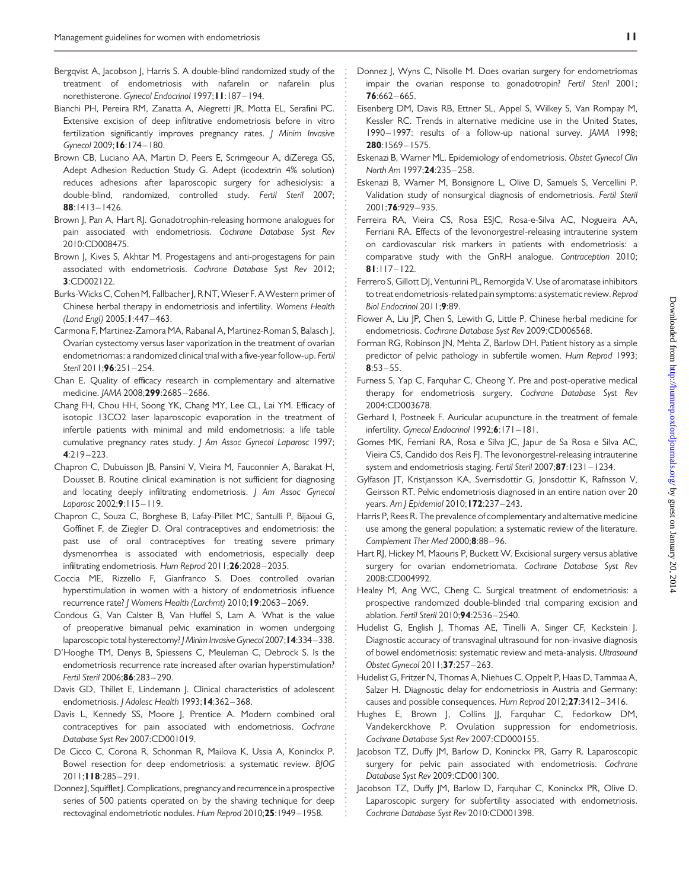Bergqvist A, Jacobson J, Harris S. A double-blind randomized study of the treatment of endometriosis with nafarelin or nafarelin plus norethisterone. *Gynecol Endocrinol* 1997;**11**:187–194.

Bianchi PH, Pereira RM, Zanatta A, Alegretti JR, Motta EL, Serafini PC. Extensive excision of deep infiltrative endometriosis before in vitro fertilization significantly improves pregnancy rates. *J Minim Invasive Gynecol* 2009;**16**:174–180.

Brown CB, Luciano AA, Martin D, Peers E, Scrimgeour A, diZerega GS, Adept Adhesion Reduction Study G. Adept (icodextrin 4% solution) reduces adhesions after laparoscopic surgery for adhesiolysis: a double-blind, randomized, controlled study. *Fertil Steril* 2007; **88**:1413–1426.

Brown J, Pan A, Hart RJ. Gonadotrophin-releasing hormone analogues for pain associated with endometriosis. *Cochrane Database Syst Rev* 2010:CD008475.

Brown J, Kives S, Akhtar M. Progestagens and anti-progestagens for pain associated with endometriosis. *Cochrane Database Syst Rev* 2012; **3**:CD002122.

Burks-Wicks C, Cohen M, Fallbacher J, R NT, Wieser F. A Western primer of Chinese herbal therapy in endometriosis and infertility. *Womens Health (Lond Engl)* 2005;**1**:447–463.

Carmona F, Martinez-Zamora MA, Rabanal A, Martinez-Roman S, Balasch J. Ovarian cystectomy versus laser vaporization in the treatment of ovarian endometriomas: a randomized clinical trial with a five-year follow-up. *Fertil Steril* 2011;**96**:251–254.

Chan E. Quality of efficacy research in complementary and alternative medicine. *JAMA* 2008;**299**:2685–2686.

Chang FH, Chou HH, Soong YK, Chang MY, Lee CL, Lai YM. Efficacy of isotopic 13CO2 laser laparoscopic evaporation in the treatment of infertile patients with minimal and mild endometriosis: a life table cumulative pregnancy rates study. *J Am Assoc Gynecol Laparosc* 1997; **4**:219–223.

Chapron C, Dubuisson JB, Pansini V, Vieira M, Fauconnier A, Barakat H, Dousset B. Routine clinical examination is not sufficient for diagnosing and locating deeply infiltrating endometriosis. *J Am Assoc Gynecol Laparosc* 2002;**9**:115–119.

Chapron C, Souza C, Borghese B, Lafay-Pillet MC, Santulli P, Bijaoui G, Goffinet F, de Ziegler D. Oral contraceptives and endometriosis: the past use of oral contraceptives for treating severe primary dysmenorrhea is associated with endometriosis, especially deep infiltrating endometriosis. *Hum Reprod* 2011;**26**:2028–2035.

Coccia ME, Rizzello F, Gianfranco S. Does controlled ovarian hyperstimulation in women with a history of endometriosis influence recurrence rate? *J Womens Health (Larchmt)* 2010;**19**:2063–2069.

Condous G, Van Calster B, Van Huffel S, Lam A. What is the value of preoperative bimanual pelvic examination in women undergoing laparoscopic total hysterectomy? *J Minim Invasive Gynecol* 2007;**14**:334–338.

D'Hooghe TM, Denys B, Spiessens C, Meuleman C, Debrock S. Is the endometriosis recurrence rate increased after ovarian hyperstimulation? *Fertil Steril* 2006;**86**:283–290.

Davis GD, Thillet E, Lindemann J. Clinical characteristics of adolescent endometriosis. *J Adolesc Health* 1993;**14**:362–368.

Davis L, Kennedy SS, Moore J, Prentice A. Modern combined oral contraceptives for pain associated with endometriosis. *Cochrane Database Syst Rev* 2007:CD001019.

De Cicco C, Corona R, Schonman R, Mailova K, Ussia A, Koninckx P. Bowel resection for deep endometriosis: a systematic review. *BJOG* 2011;**118**:285–291.

Donnez J, Squifflet J. Complications, pregnancy and recurrence in a prospective series of 500 patients operated on by the shaving technique for deep rectovaginal endometriotic nodules. *Hum Reprod* 2010;**25**:1949–1958.

Donnez J, Wyns C, Nisolle M. Does ovarian surgery for endometriomas impair the ovarian response to gonadotropin? *Fertil Steril* 2001; **76**:662–665.

Eisenberg DM, Davis RB, Ettner SL, Appel S, Wilkey S, Van Rompay M, Kessler RC. Trends in alternative medicine use in the United States, 1990–1997: results of a follow-up national survey. *JAMA* 1998; **280**:1569–1575.

Eskenazi B, Warner ML. Epidemiology of endometriosis. *Obstet Gynecol Clin North Am* 1997;**24**:235–258.

Eskenazi B, Warner M, Bonsignore L, Olive D, Samuels S, Vercellini P. Validation study of nonsurgical diagnosis of endometriosis. *Fertil Steril* 2001;**76**:929–935.

Ferreira RA, Vieira CS, Rosa ESJC, Rosa-e-Silva AC, Nogueira AA, Ferriani RA. Effects of the levonorgestrel-releasing intrauterine system on cardiovascular risk markers in patients with endometriosis: a comparative study with the GnRH analogue. *Contraception* 2010; **81**:117–122.

Ferrero S, Gillott DJ, Venturini PL, Remorgida V. Use of aromatase inhibitors to treat endometriosis-related pain symptoms: a systematic review. *Reprod Biol Endocrinol* 2011;**9**:89.

Flower A, Liu JP, Chen S, Lewith G, Little P. Chinese herbal medicine for endometriosis. *Cochrane Database Syst Rev* 2009:CD006568.

Forman RG, Robinson JN, Mehta Z, Barlow DH. Patient history as a simple predictor of pelvic pathology in subfertile women. *Hum Reprod* 1993; **8**:53–55.

Furness S, Yap C, Farquhar C, Cheong Y. Pre and post-operative medical therapy for endometriosis surgery. *Cochrane Database Syst Rev* 2004:CD003678.

Gerhard I, Postneek F. Auricular acupuncture in the treatment of female infertility. *Gynecol Endocrinol* 1992;**6**:171–181.

Gomes MK, Ferriani RA, Rosa e Silva JC, Japur de Sa Rosa e Silva AC, Vieira CS, Candido dos Reis FJ. The levonorgestrel-releasing intrauterine system and endometriosis staging. *Fertil Steril* 2007;**87**:1231–1234.

Gylfason JT, Kristjansson KA, Sverrisdottir G, Jonsdottir K, Rafnsson V, Geirsson RT. Pelvic endometriosis diagnosed in an entire nation over 20 years. *Am J Epidemiol* 2010;**172**:237–243.

Harris P, Rees R. The prevalence of complementary and alternative medicine use among the general population: a systematic review of the literature. *Complement Ther Med* 2000;**8**:88–96.

Hart RJ, Hickey M, Maouris P, Buckett W. Excisional surgery versus ablative surgery for ovarian endometriomata. *Cochrane Database Syst Rev* 2008:CD004992.

Healey M, Ang WC, Cheng C. Surgical treatment of endometriosis: a prospective randomized double-blinded trial comparing excision and ablation. *Fertil Steril* 2010;**94**:2536–2540.

Hudelist G, English J, Thomas AE, Tinelli A, Singer CF, Keckstein J. Diagnostic accuracy of transvaginal ultrasound for non-invasive diagnosis of bowel endometriosis: systematic review and meta-analysis. *Ultrasound Obstet Gynecol* 2011;**37**:257–263.

Hudelist G, Fritzer N, Thomas A, Niehues C, Oppelt P, Haas D, Tammaa A, Salzer H. Diagnostic delay for endometriosis in Austria and Germany: causes and possible consequences. *Hum Reprod* 2012;**27**:3412–3416.

Hughes E, Brown J, Collins JJ, Farquhar C, Fedorkow DM, Vandekerckhove P. Ovulation suppression for endometriosis. *Cochrane Database Syst Rev* 2007:CD000155.

Jacobson TZ, Duffy JM, Barlow D, Koninckx PR, Garry R. Laparoscopic surgery for pelvic pain associated with endometriosis. *Cochrane Database Syst Rev* 2009:CD001300.

Jacobson TZ, Duffy JM, Barlow D, Farquhar C, Koninckx PR, Olive D. Laparoscopic surgery for subfertility associated with endometriosis. *Cochrane Database Syst Rev* 2010:CD001398.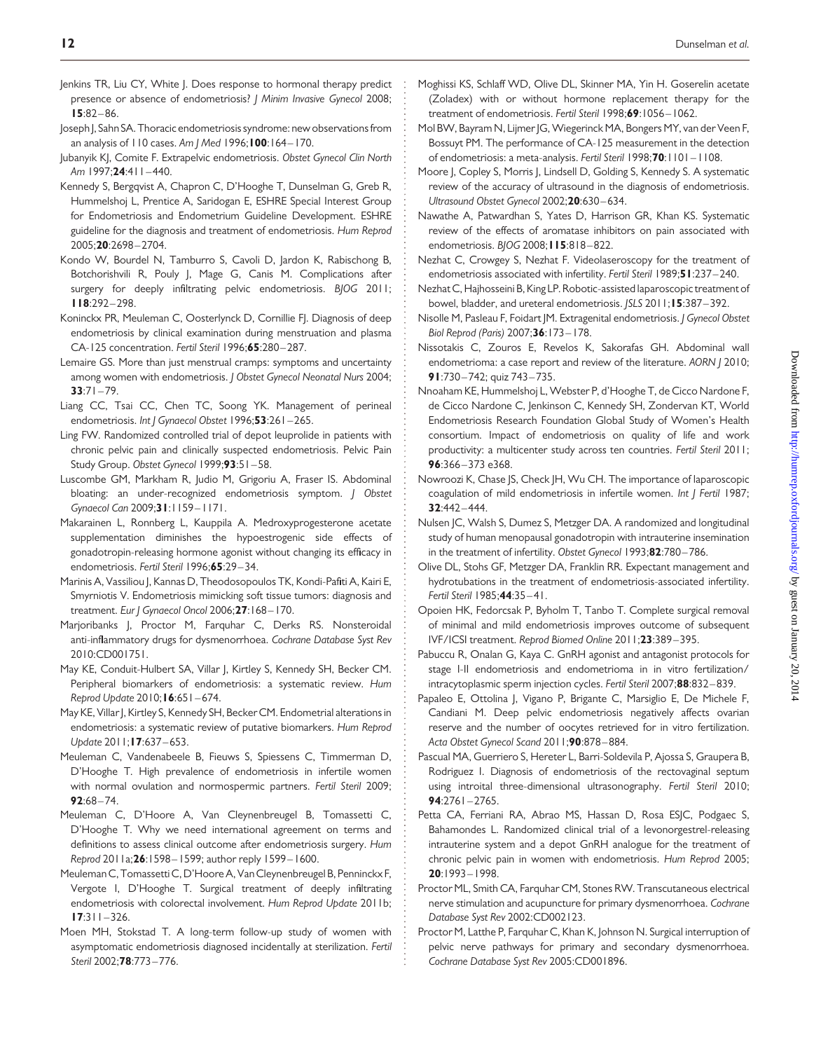Jenkins TR, Liu CY, White J. Does response to hormonal therapy predict presence or absence of endometriosis? *J Minim Invasive Gynecol* 2008; **15**:82–86.

Joseph J, Sahn SA. Thoracic endometriosis syndrome: new observations from an analysis of 110 cases. *Am J Med* 1996;**100**:164–170.

Jubanyik KJ, Comite F. Extrapelvic endometriosis. *Obstet Gynecol Clin North Am* 1997;**24**:411–440.

Kennedy S, Bergqvist A, Chapron C, D'Hooghe T, Dunselman G, Greb R, Hummelshoj L, Prentice A, Saridogan E, ESHRE Special Interest Group for Endometriosis and Endometrium Guideline Development. ESHRE guideline for the diagnosis and treatment of endometriosis. *Hum Reprod* 2005;**20**:2698–2704.

Kondo W, Bourdel N, Tamburro S, Cavoli D, Jardon K, Rabischong B, Botchorishvili R, Pouly J, Mage G, Canis M. Complications after surgery for deeply infiltrating pelvic endometriosis. *BJOG* 2011; **118**:292–298.

Koninckx PR, Meuleman C, Oosterlynck D, Cornillie FJ. Diagnosis of deep endometriosis by clinical examination during menstruation and plasma CA-125 concentration. *Fertil Steril* 1996;**65**:280–287.

Lemaire GS. More than just menstrual cramps: symptoms and uncertainty among women with endometriosis. *J Obstet Gynecol Neonatal Nurs* 2004; **33**:71–79.

Liang CC, Tsai CC, Chen TC, Soong YK. Management of perineal endometriosis. *Int J Gynaecol Obstet* 1996;**53**:261–265.

Ling FW. Randomized controlled trial of depot leuprolide in patients with chronic pelvic pain and clinically suspected endometriosis. Pelvic Pain Study Group. *Obstet Gynecol* 1999;**93**:51–58.

Luscombe GM, Markham R, Judio M, Grigoriu A, Fraser IS. Abdominal bloating: an under-recognized endometriosis symptom. *J Obstet Gynaecol Can* 2009;**31**:1159–1171.

Makarainen L, Ronnberg L, Kauppila A. Medroxyprogesterone acetate supplementation diminishes the hypoestrogenic side effects of gonadotropin-releasing hormone agonist without changing its efficacy in endometriosis. *Fertil Steril* 1996;**65**:29–34.

Marinis A, Vassiliou J, Kannas D, Theodosopoulos TK, Kondi-Pafiti A, Kairi E, Smyrniotis V. Endometriosis mimicking soft tissue tumors: diagnosis and treatment. *Eur J Gynaecol Oncol* 2006;**27**:168–170.

Marjoribanks J, Proctor M, Farquhar C, Derks RS. Nonsteroidal anti-inflammatory drugs for dysmenorrhoea. *Cochrane Database Syst Rev* 2010:CD001751.

May KE, Conduit-Hulbert SA, Villar J, Kirtley S, Kennedy SH, Becker CM. Peripheral biomarkers of endometriosis: a systematic review. *Hum Reprod Update* 2010;**16**:651–674.

May KE, Villar J, Kirtley S, Kennedy SH, Becker CM. Endometrial alterations in endometriosis: a systematic review of putative biomarkers. *Hum Reprod Update* 2011;**17**:637–653.

Meuleman C, Vandenabeele B, Fieuws S, Spiessens C, Timmerman D, D'Hooghe T. High prevalence of endometriosis in infertile women with normal ovulation and normospermic partners. *Fertil Steril* 2009; **92**:68–74.

Meuleman C, D'Hoore A, Van Cleynenbreugel B, Tomassetti C, D'Hooghe T. Why we need international agreement on terms and definitions to assess clinical outcome after endometriosis surgery. *Hum Reprod* 2011a;**26**:1598–1599; author reply 1599–1600.

Meuleman C, Tomassetti C, D'Hoore A, Van Cleynenbreugel B, Penninckx F, Vergote I, D'Hooghe T. Surgical treatment of deeply infiltrating endometriosis with colorectal involvement. *Hum Reprod Update* 2011b; **17**:311–326.

Moen MH, Stokstad T. A long-term follow-up study of women with asymptomatic endometriosis diagnosed incidentally at sterilization. *Fertil Steril* 2002;**78**:773–776.

Moghissi KS, Schlaff WD, Olive DL, Skinner MA, Yin H. Goserelin acetate (Zoladex) with or without hormone replacement therapy for the treatment of endometriosis. *Fertil Steril* 1998;**69**:1056–1062.

Mol BW, Bayram N, Lijmer JG, Wiegerinck MA, Bongers MY, van der Veen F, Bossuyt PM. The performance of CA-125 measurement in the detection of endometriosis: a meta-analysis. *Fertil Steril* 1998;**70**:1101–1108.

Moore J, Copley S, Morris J, Lindsell D, Golding S, Kennedy S. A systematic review of the accuracy of ultrasound in the diagnosis of endometriosis. *Ultrasound Obstet Gynecol* 2002;**20**:630–634.

Nawathe A, Patwardhan S, Yates D, Harrison GR, Khan KS. Systematic review of the effects of aromatase inhibitors on pain associated with endometriosis. *BJOG* 2008;**115**:818–822.

Nezhat C, Crowgey S, Nezhat F. Videolaseroscopy for the treatment of endometriosis associated with infertility. *Fertil Steril* 1989;**51**:237–240.

Nezhat C, Hajhosseini B, King LP. Robotic-assisted laparoscopic treatment of bowel, bladder, and ureteral endometriosis. *JSLS* 2011;**15**:387–392.

Nisolle M, Pasleau F, Foidart JM. Extragenital endometriosis. *J Gynecol Obstet Biol Reprod (Paris)* 2007;**36**:173–178.

Nissotakis C, Zouros E, Revelos K, Sakorafas GH. Abdominal wall endometrioma: a case report and review of the literature. *AORN J* 2010; **91**:730–742; quiz 743–735.

Nnoaham KE, Hummelshoj L, Webster P, d'Hooghe T, de Cicco Nardone F, de Cicco Nardone C, Jenkinson C, Kennedy SH, Zondervan KT, World Endometriosis Research Foundation Global Study of Women's Health consortium. Impact of endometriosis on quality of life and work productivity: a multicenter study across ten countries. *Fertil Steril* 2011; **96**:366–373 e368.

Nowroozi K, Chase JS, Check JH, Wu CH. The importance of laparoscopic coagulation of mild endometriosis in infertile women. *Int J Fertil* 1987; **32**:442–444.

Nulsen JC, Walsh S, Dumez S, Metzger DA. A randomized and longitudinal study of human menopausal gonadotropin with intrauterine insemination in the treatment of infertility. *Obstet Gynecol* 1993;**82**:780–786.

Olive DL, Stohs GF, Metzger DA, Franklin RR. Expectant management and hydrotubations in the treatment of endometriosis-associated infertility. *Fertil Steril* 1985;**44**:35–41.

Opoien HK, Fedorcsak P, Byholm T, Tanbo T. Complete surgical removal of minimal and mild endometriosis improves outcome of subsequent IVF/ICSI treatment. *Reprod Biomed Online* 2011;**23**:389–395.

Pabuccu R, Onalan G, Kaya C. GnRH agonist and antagonist protocols for stage I-II endometriosis and endometrioma in in vitro fertilization/ intracytoplasmic sperm injection cycles. *Fertil Steril* 2007;**88**:832–839.

Papaleo E, Ottolina J, Vigano P, Brigante C, Marsiglio E, De Michele F, Candiani M. Deep pelvic endometriosis negatively affects ovarian reserve and the number of oocytes retrieved for in vitro fertilization. *Acta Obstet Gynecol Scand* 2011;**90**:878–884.

Pascual MA, Guerriero S, Hereter L, Barri-Soldevila P, Ajossa S, Graupera B, Rodriguez I. Diagnosis of endometriosis of the rectovaginal septum using introital three-dimensional ultrasonography. *Fertil Steril* 2010; **94**:2761–2765.

Petta CA, Ferriani RA, Abrao MS, Hassan D, Rosa ESJC, Podgaec S, Bahamondes L. Randomized clinical trial of a levonorgestrel-releasing intrauterine system and a depot GnRH analogue for the treatment of chronic pelvic pain in women with endometriosis. *Hum Reprod* 2005; **20**:1993–1998.

Proctor ML, Smith CA, Farquhar CM, Stones RW. Transcutaneous electrical nerve stimulation and acupuncture for primary dysmenorrhoea. *Cochrane Database Syst Rev* 2002:CD002123.

Proctor M, Latthe P, Farquhar C, Khan K, Johnson N. Surgical interruption of pelvic nerve pathways for primary and secondary dysmenorrhoea. *Cochrane Database Syst Rev* 2005:CD001896.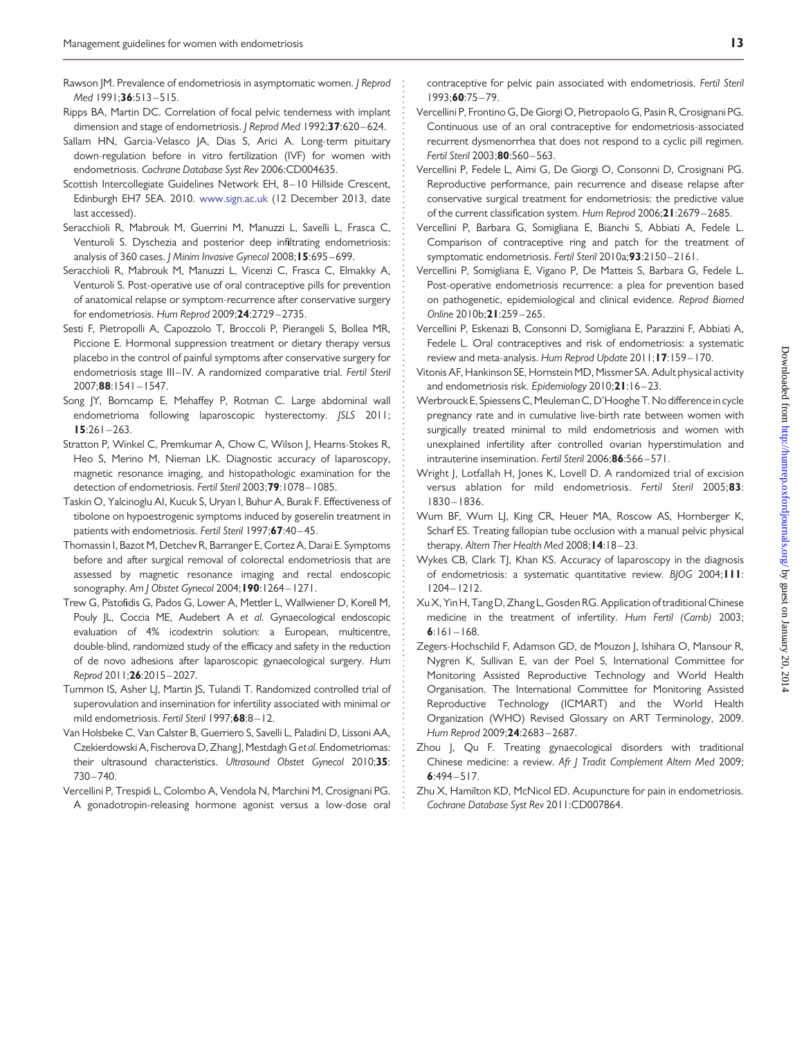Rawson JM. Prevalence of endometriosis in asymptomatic women. *J Reprod Med* 1991;**36**:513–515.

Ripps BA, Martin DC. Correlation of focal pelvic tenderness with implant dimension and stage of endometriosis. *J Reprod Med* 1992;**37**:620–624.

Sallam HN, Garcia-Velasco JA, Dias S, Arici A. Long-term pituitary down-regulation before in vitro fertilization (IVF) for women with endometriosis. *Cochrane Database Syst Rev* 2006:CD004635.

Scottish Intercollegiate Guidelines Network EH, 8–10 Hillside Crescent, Edinburgh EH7 5EA. 2010. www.sign.ac.uk (12 December 2013, date last accessed).

Seracchioli R, Mabrouk M, Guerrini M, Manuzzi L, Savelli L, Frasca C, Venturoli S. Dyschezia and posterior deep infiltrating endometriosis: analysis of 360 cases. *J Minim Invasive Gynecol* 2008;**15**:695–699.

Seracchioli R, Mabrouk M, Manuzzi L, Vicenzi C, Frasca C, Elmakky A, Venturoli S. Post-operative use of oral contraceptive pills for prevention of anatomical relapse or symptom-recurrence after conservative surgery for endometriosis. *Hum Reprod* 2009;**24**:2729–2735.

Sesti F, Pietropolli A, Capozzolo T, Broccoli P, Pierangeli S, Bollea MR, Piccione E. Hormonal suppression treatment or dietary therapy versus placebo in the control of painful symptoms after conservative surgery for endometriosis stage III–IV. A randomized comparative trial. *Fertil Steril* 2007;**88**:1541–1547.

Song JY, Borncamp E, Mehaffey P, Rotman C. Large abdominal wall endometrioma following laparoscopic hysterectomy. *JSLS* 2011; **15**:261–263.

Stratton P, Winkel C, Premkumar A, Chow C, Wilson J, Hearns-Stokes R, Heo S, Merino M, Nieman LK. Diagnostic accuracy of laparoscopy, magnetic resonance imaging, and histopathologic examination for the detection of endometriosis. *Fertil Steril* 2003;**79**:1078–1085.

Taskin O, Yalcinoglu AI, Kucuk S, Uryan I, Buhur A, Burak F. Effectiveness of tibolone on hypoestrogenic symptoms induced by goserelin treatment in patients with endometriosis. *Fertil Steril* 1997;**67**:40–45.

Thomassin I, Bazot M, Detchev R, Barranger E, Cortez A, Darai E. Symptoms before and after surgical removal of colorectal endometriosis that are assessed by magnetic resonance imaging and rectal endoscopic sonography. *Am J Obstet Gynecol* 2004;**190**:1264–1271.

Trew G, Pistofidis G, Pados G, Lower A, Mettler L, Wallwiener D, Korell M, Pouly JL, Coccia ME, Audebert A *et al.* Gynaecological endoscopic evaluation of 4% icodextrin solution: a European, multicentre, double-blind, randomized study of the efficacy and safety in the reduction of de novo adhesions after laparoscopic gynaecological surgery. *Hum Reprod* 2011;**26**:2015–2027.

Tummon IS, Asher LJ, Martin JS, Tulandi T. Randomized controlled trial of superovulation and insemination for infertility associated with minimal or mild endometriosis. *Fertil Steril* 1997;**68**:8–12.

Van Holsbeke C, Van Calster B, Guerriero S, Savelli L, Paladini D, Lissoni AA, Czekierdowski A, Fischerova D, Zhang J, Mestdagh G *et al.* Endometriomas: their ultrasound characteristics. *Ultrasound Obstet Gynecol* 2010;**35**: 730–740.

Vercellini P, Trespidi L, Colombo A, Vendola N, Marchini M, Crosignani PG. A gonadotropin-releasing hormone agonist versus a low-dose oral contraceptive for pelvic pain associated with endometriosis. *Fertil Steril* 1993;**60**:75–79.

Vercellini P, Frontino G, De Giorgi O, Pietropaolo G, Pasin R, Crosignani PG. Continuous use of an oral contraceptive for endometriosis-associated recurrent dysmenorrhea that does not respond to a cyclic pill regimen. *Fertil Steril* 2003;**80**:560–563.

Vercellini P, Fedele L, Aimi G, De Giorgi O, Consonni D, Crosignani PG. Reproductive performance, pain recurrence and disease relapse after conservative surgical treatment for endometriosis: the predictive value of the current classification system. *Hum Reprod* 2006;**21**:2679–2685.

Vercellini P, Barbara G, Somigliana E, Bianchi S, Abbiati A, Fedele L. Comparison of contraceptive ring and patch for the treatment of symptomatic endometriosis. *Fertil Steril* 2010a;**93**:2150–2161.

Vercellini P, Somigliana E, Vigano P, De Matteis S, Barbara G, Fedele L. Post-operative endometriosis recurrence: a plea for prevention based on pathogenetic, epidemiological and clinical evidence. *Reprod Biomed Online* 2010b;**21**:259–265.

Vercellini P, Eskenazi B, Consonni D, Somigliana E, Parazzini F, Abbiati A, Fedele L. Oral contraceptives and risk of endometriosis: a systematic review and meta-analysis. *Hum Reprod Update* 2011;**17**:159–170.

Vitonis AF, Hankinson SE, Hornstein MD, Missmer SA. Adult physical activity and endometriosis risk. *Epidemiology* 2010;**21**:16–23.

Werbrouck E, Spiessens C, Meuleman C, D'Hooghe T. No difference in cycle pregnancy rate and in cumulative live-birth rate between women with surgically treated minimal to mild endometriosis and women with unexplained infertility after controlled ovarian hyperstimulation and intrauterine insemination. *Fertil Steril* 2006;**86**:566–571.

Wright J, Lotfallah H, Jones K, Lovell D. A randomized trial of excision versus ablation for mild endometriosis. *Fertil Steril* 2005;**83**: 1830–1836.

Wurn BF, Wurn LJ, King CR, Heuer MA, Roscow AS, Hornberger K, Scharf ES. Treating fallopian tube occlusion with a manual pelvic physical therapy. *Altern Ther Health Med* 2008;**14**:18–23.

Wykes CB, Clark TJ, Khan KS. Accuracy of laparoscopy in the diagnosis of endometriosis: a systematic quantitative review. *BJOG* 2004;**111**: 1204–1212.

Xu X, Yin H, Tang D, Zhang L, Gosden RG. Application of traditional Chinese medicine in the treatment of infertility. *Hum Fertil (Camb)* 2003; **6**:161–168.

Zegers-Hochschild F, Adamson GD, de Mouzon J, Ishihara O, Mansour R, Nygren K, Sullivan E, van der Poel S, International Committee for Monitoring Assisted Reproductive Technology and World Health Organisation. The International Committee for Monitoring Assisted Reproductive Technology (ICMART) and the World Health Organization (WHO) Revised Glossary on ART Terminology, 2009. *Hum Reprod* 2009;**24**:2683–2687.

Zhou J, Qu F. Treating gynaecological disorders with traditional Chinese medicine: a review. *Afr J Tradit Complement Altern Med* 2009; **6**:494–517.

Zhu X, Hamilton KD, McNicol ED. Acupuncture for pain in endometriosis. *Cochrane Database Syst Rev* 2011:CD007864.